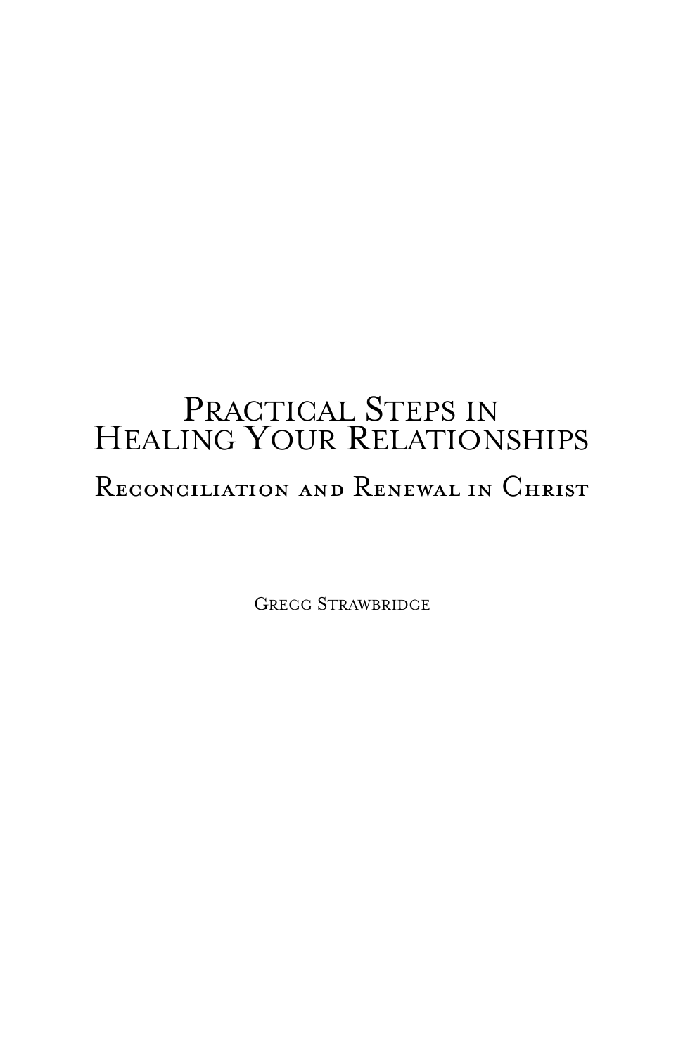# Practical Steps in Healing Your Relationships

## Reconciliation and Renewal in Christ

Gregg Strawbridge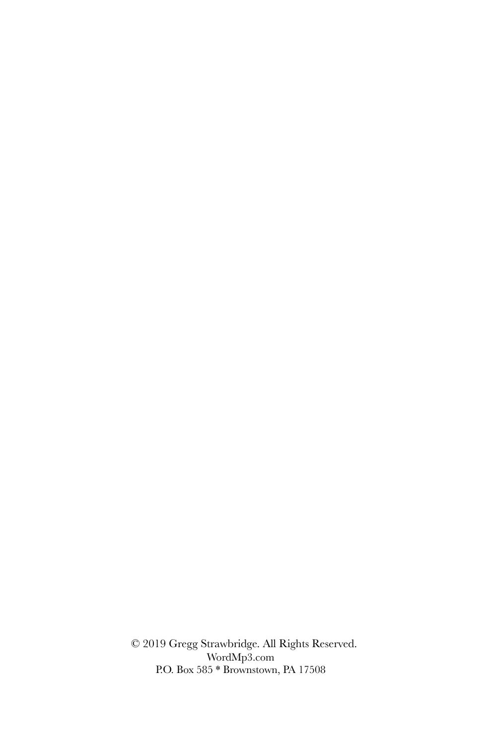© 2019 Gregg Strawbridge. All Rights Reserved.
WordMp3.com
P.O. Box 585 * Brownstown, PA 17508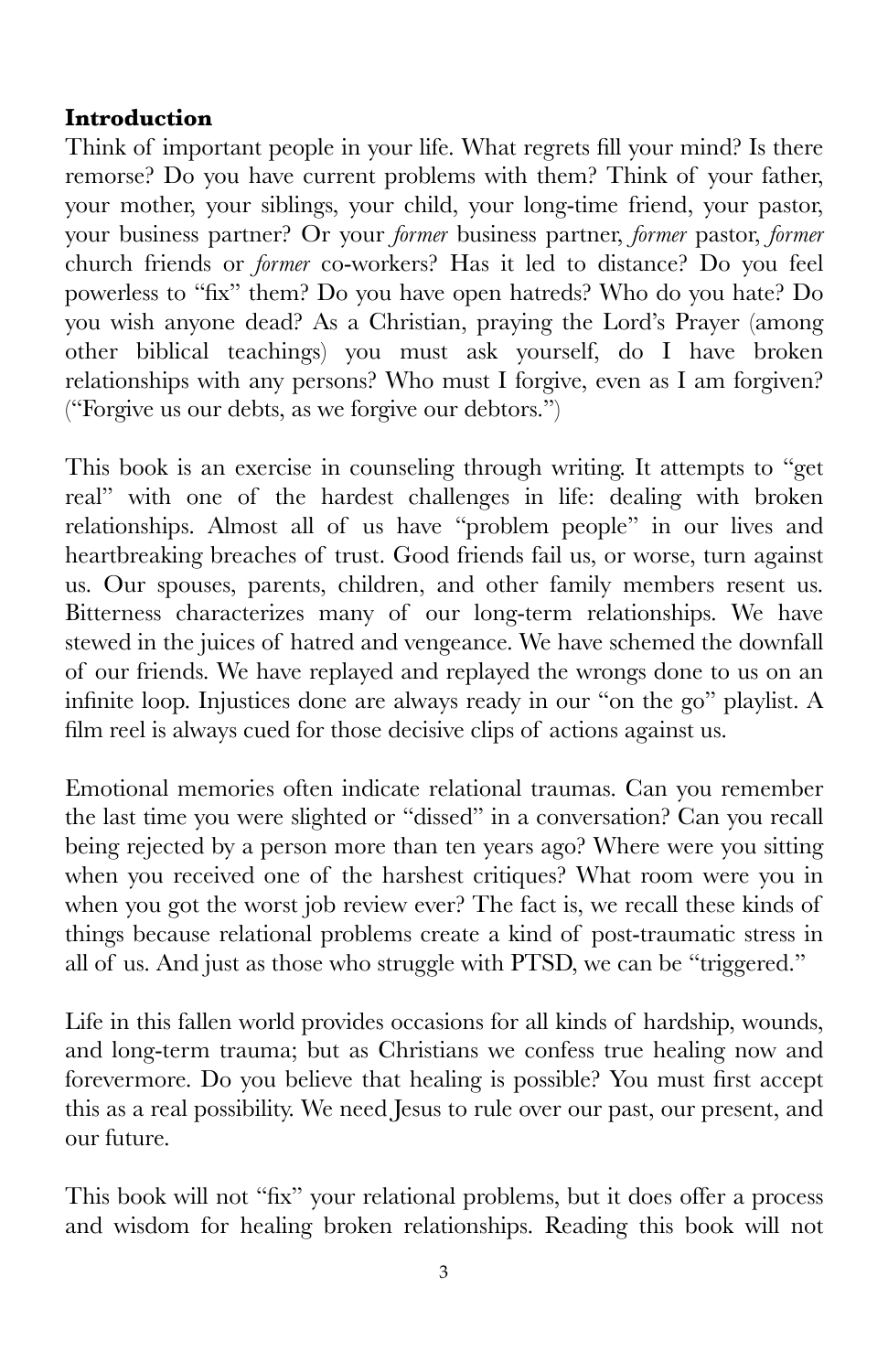**Introduction**

Think of important people in your life. What regrets fill your mind? Is there remorse? Do you have current problems with them? Think of your father, your mother, your siblings, your child, your long-time friend, your pastor, your business partner? Or your *former* business partner, *former* pastor, *former* church friends or *former* co-workers? Has it led to distance? Do you feel powerless to "fix" them? Do you have open hatreds? Who do you hate? Do you wish anyone dead? As a Christian, praying the Lord's Prayer (among other biblical teachings) you must ask yourself, do I have broken relationships with any persons? Who must I forgive, even as I am forgiven? ("Forgive us our debts, as we forgive our debtors.")

This book is an exercise in counseling through writing. It attempts to "get real" with one of the hardest challenges in life: dealing with broken relationships. Almost all of us have "problem people" in our lives and heartbreaking breaches of trust. Good friends fail us, or worse, turn against us. Our spouses, parents, children, and other family members resent us. Bitterness characterizes many of our long-term relationships. We have stewed in the juices of hatred and vengeance. We have schemed the downfall of our friends. We have replayed and replayed the wrongs done to us on an infinite loop. Injustices done are always ready in our "on the go" playlist. A film reel is always cued for those decisive clips of actions against us.

Emotional memories often indicate relational traumas. Can you remember the last time you were slighted or "dissed" in a conversation? Can you recall being rejected by a person more than ten years ago? Where were you sitting when you received one of the harshest critiques? What room were you in when you got the worst job review ever? The fact is, we recall these kinds of things because relational problems create a kind of post-traumatic stress in all of us. And just as those who struggle with PTSD, we can be "triggered."

Life in this fallen world provides occasions for all kinds of hardship, wounds, and long-term trauma; but as Christians we confess true healing now and forevermore. Do you believe that healing is possible? You must first accept this as a real possibility. We need Jesus to rule over our past, our present, and our future.

This book will not "fix" your relational problems, but it does offer a process and wisdom for healing broken relationships. Reading this book will not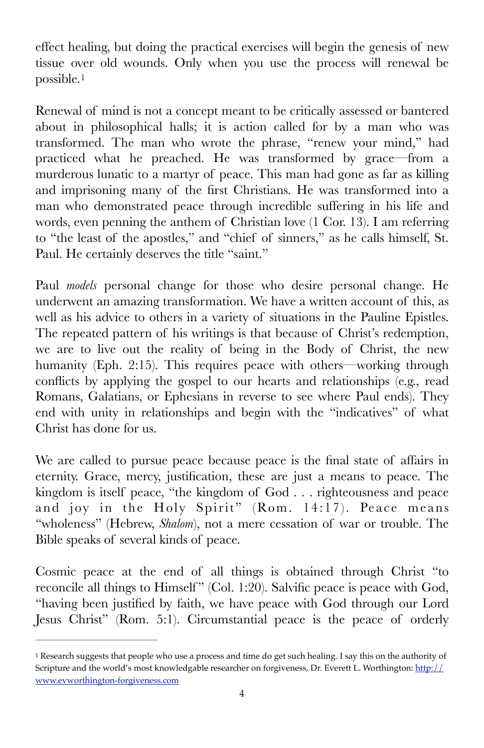effect healing, but doing the practical exercises will begin the genesis of new tissue over old wounds. Only when you use the process will renewal be possible.[1]

Renewal of mind is not a concept meant to be critically assessed or bantered about in philosophical halls; it is action called for by a man who was transformed. The man who wrote the phrase, "renew your mind," had practiced what he preached. He was transformed by grace—from a murderous lunatic to a martyr of peace. This man had gone as far as killing and imprisoning many of the first Christians. He was transformed into a man who demonstrated peace through incredible suffering in his life and words, even penning the anthem of Christian love (1 Cor. 13). I am referring to "the least of the apostles," and "chief of sinners," as he calls himself, St. Paul. He certainly deserves the title "saint."

Paul *models* personal change for those who desire personal change. He underwent an amazing transformation. We have a written account of this, as well as his advice to others in a variety of situations in the Pauline Epistles. The repeated pattern of his writings is that because of Christ's redemption, we are to live out the reality of being in the Body of Christ, the new humanity (Eph. 2:15). This requires peace with others—working through conflicts by applying the gospel to our hearts and relationships (e.g., read Romans, Galatians, or Ephesians in reverse to see where Paul ends). They end with unity in relationships and begin with the "indicatives" of what Christ has done for us.

We are called to pursue peace because peace is the final state of affairs in eternity. Grace, mercy, justification, these are just a means to peace. The kingdom is itself peace, "the kingdom of God . . . righteousness and peace and joy in the Holy Spirit" (Rom. 14:17). Peace means "wholeness" (Hebrew, *Shalom*), not a mere cessation of war or trouble. The Bible speaks of several kinds of peace.

Cosmic peace at the end of all things is obtained through Christ "to reconcile all things to Himself" (Col. 1:20). Salvific peace is peace with God, "having been justified by faith, we have peace with God through our Lord Jesus Christ" (Rom. 5:1). Circumstantial peace is the peace of orderly

---

[1] Research suggests that people who use a process and time do get such healing. I say this on the authority of Scripture and the world's most knowledgable researcher on forgiveness, Dr. Everett L. Worthington: [http://www.evworthington-forgiveness.com](http://www.evworthington-forgiveness.com)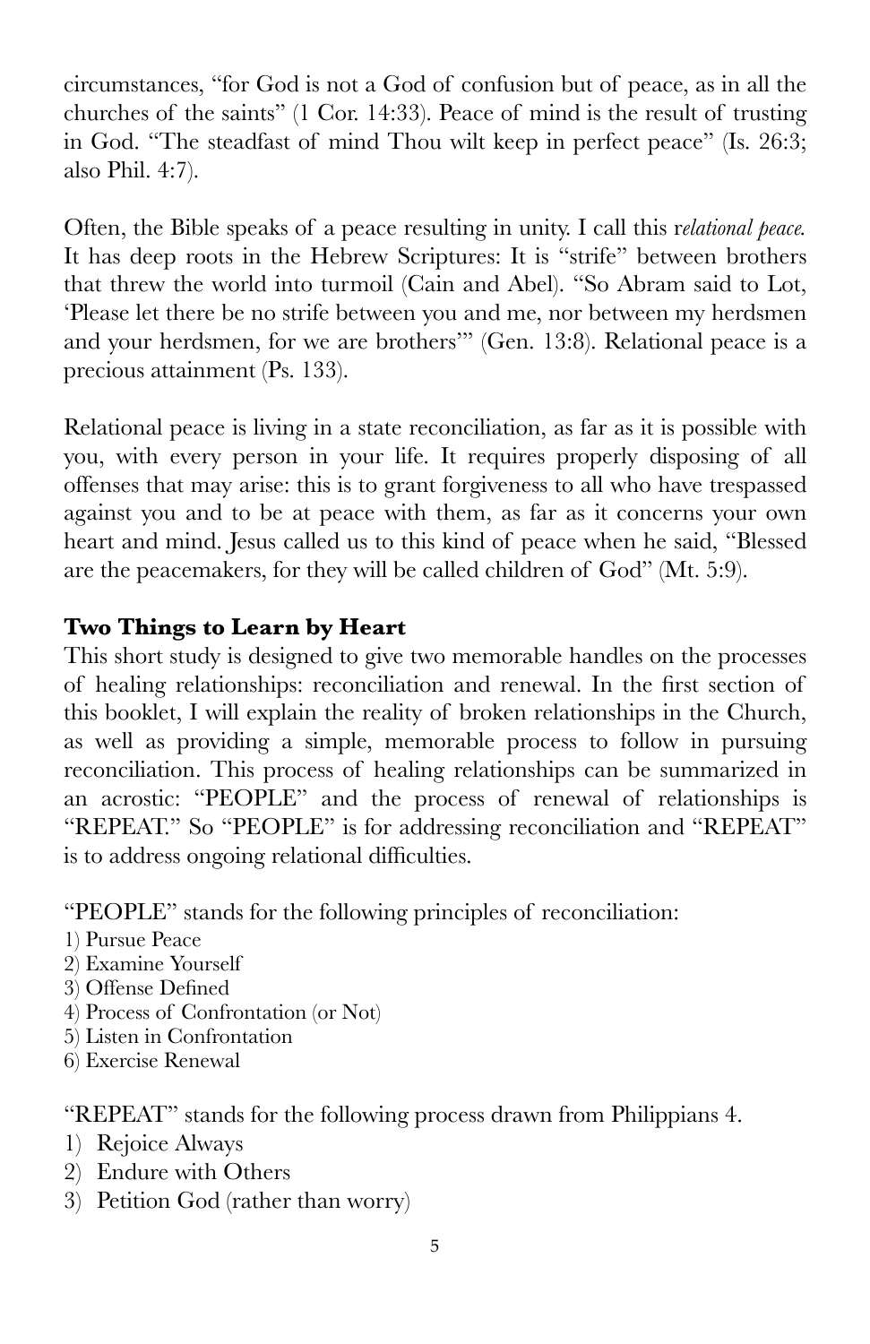circumstances, "for God is not a God of confusion but of peace, as in all the churches of the saints" (1 Cor. 14:33). Peace of mind is the result of trusting in God. "The steadfast of mind Thou wilt keep in perfect peace" (Is. 26:3; also Phil. 4:7).

Often, the Bible speaks of a peace resulting in unity. I call this r*elational peace*. It has deep roots in the Hebrew Scriptures: It is "strife" between brothers that threw the world into turmoil (Cain and Abel). "So Abram said to Lot, 'Please let there be no strife between you and me, nor between my herdsmen and your herdsmen, for we are brothers'" (Gen. 13:8). Relational peace is a precious attainment (Ps. 133).

Relational peace is living in a state reconciliation, as far as it is possible with you, with every person in your life. It requires properly disposing of all offenses that may arise: this is to grant forgiveness to all who have trespassed against you and to be at peace with them, as far as it concerns your own heart and mind. Jesus called us to this kind of peace when he said, "Blessed are the peacemakers, for they will be called children of God" (Mt. 5:9).

**Two Things to Learn by Heart**

This short study is designed to give two memorable handles on the processes of healing relationships: reconciliation and renewal. In the first section of this booklet, I will explain the reality of broken relationships in the Church, as well as providing a simple, memorable process to follow in pursuing reconciliation. This process of healing relationships can be summarized in an acrostic: "PEOPLE" and the process of renewal of relationships is "REPEAT." So "PEOPLE" is for addressing reconciliation and "REPEAT" is to address ongoing relational difficulties.

"PEOPLE" stands for the following principles of reconciliation:

1) Pursue Peace
2) Examine Yourself
3) Offense Defined
4) Process of Confrontation (or Not)
5) Listen in Confrontation
6) Exercise Renewal

"REPEAT" stands for the following process drawn from Philippians 4.

1) Rejoice Always
2) Endure with Others
3) Petition God (rather than worry)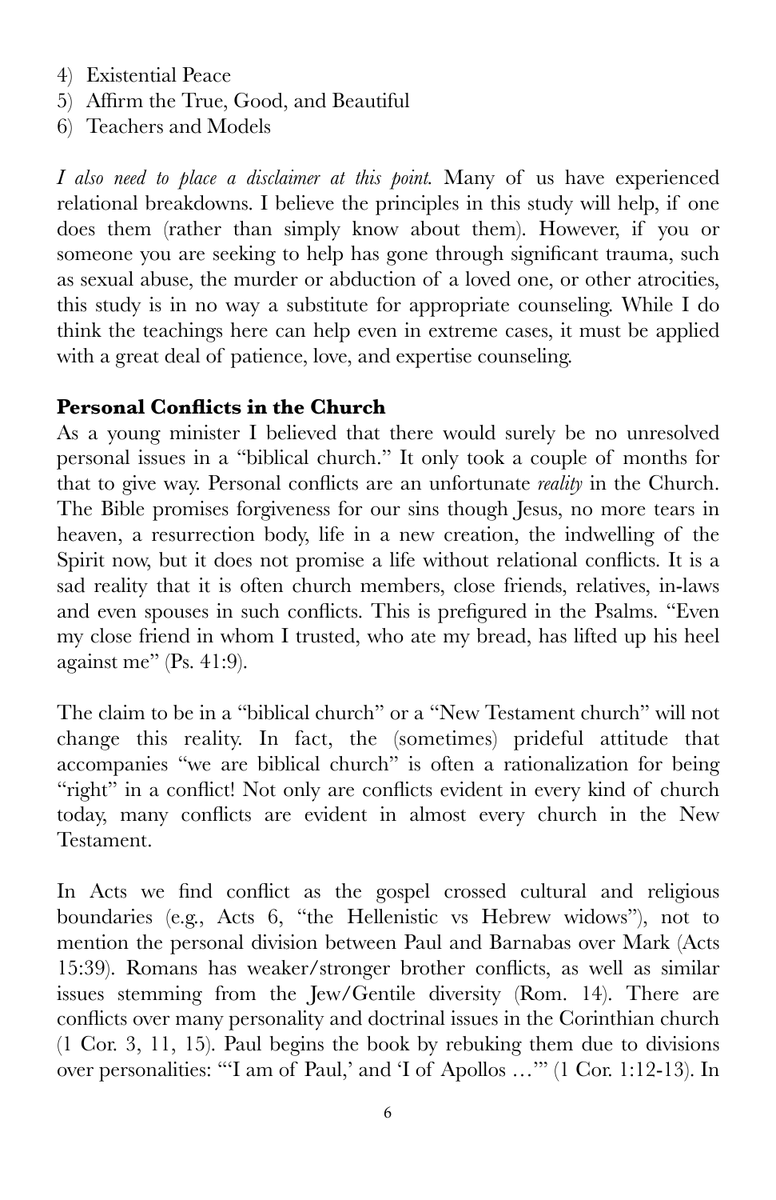4) Existential Peace
5) Affirm the True, Good, and Beautiful
6) Teachers and Models

*I also need to place a disclaimer at this point.* Many of us have experienced relational breakdowns. I believe the principles in this study will help, if one does them (rather than simply know about them). However, if you or someone you are seeking to help has gone through significant trauma, such as sexual abuse, the murder or abduction of a loved one, or other atrocities, this study is in no way a substitute for appropriate counseling. While I do think the teachings here can help even in extreme cases, it must be applied with a great deal of patience, love, and expertise counseling.

**Personal Conflicts in the Church**

As a young minister I believed that there would surely be no unresolved personal issues in a "biblical church." It only took a couple of months for that to give way. Personal conflicts are an unfortunate *reality* in the Church. The Bible promises forgiveness for our sins though Jesus, no more tears in heaven, a resurrection body, life in a new creation, the indwelling of the Spirit now, but it does not promise a life without relational conflicts. It is a sad reality that it is often church members, close friends, relatives, in-laws and even spouses in such conflicts. This is prefigured in the Psalms. "Even my close friend in whom I trusted, who ate my bread, has lifted up his heel against me" (Ps. 41:9).

The claim to be in a "biblical church" or a "New Testament church" will not change this reality. In fact, the (sometimes) prideful attitude that accompanies "we are biblical church" is often a rationalization for being "right" in a conflict! Not only are conflicts evident in every kind of church today, many conflicts are evident in almost every church in the New Testament.

In Acts we find conflict as the gospel crossed cultural and religious boundaries (e.g., Acts 6, "the Hellenistic vs Hebrew widows"), not to mention the personal division between Paul and Barnabas over Mark (Acts 15:39). Romans has weaker/stronger brother conflicts, as well as similar issues stemming from the Jew/Gentile diversity (Rom. 14). There are conflicts over many personality and doctrinal issues in the Corinthian church (1 Cor. 3, 11, 15). Paul begins the book by rebuking them due to divisions over personalities: "'I am of Paul,' and 'I of Apollos …'" (1 Cor. 1:12-13). In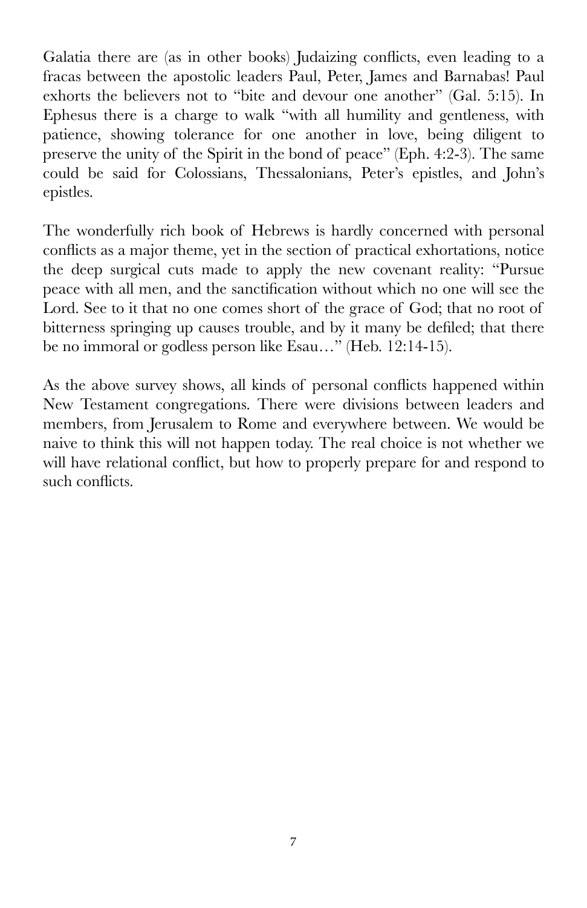Galatia there are (as in other books) Judaizing conflicts, even leading to a fracas between the apostolic leaders Paul, Peter, James and Barnabas! Paul exhorts the believers not to "bite and devour one another" (Gal. 5:15). In Ephesus there is a charge to walk "with all humility and gentleness, with patience, showing tolerance for one another in love, being diligent to preserve the unity of the Spirit in the bond of peace" (Eph. 4:2-3). The same could be said for Colossians, Thessalonians, Peter's epistles, and John's epistles.

The wonderfully rich book of Hebrews is hardly concerned with personal conflicts as a major theme, yet in the section of practical exhortations, notice the deep surgical cuts made to apply the new covenant reality: "Pursue peace with all men, and the sanctification without which no one will see the Lord. See to it that no one comes short of the grace of God; that no root of bitterness springing up causes trouble, and by it many be defiled; that there be no immoral or godless person like Esau…" (Heb. 12:14-15).

As the above survey shows, all kinds of personal conflicts happened within New Testament congregations. There were divisions between leaders and members, from Jerusalem to Rome and everywhere between. We would be naive to think this will not happen today. The real choice is not whether we will have relational conflict, but how to properly prepare for and respond to such conflicts.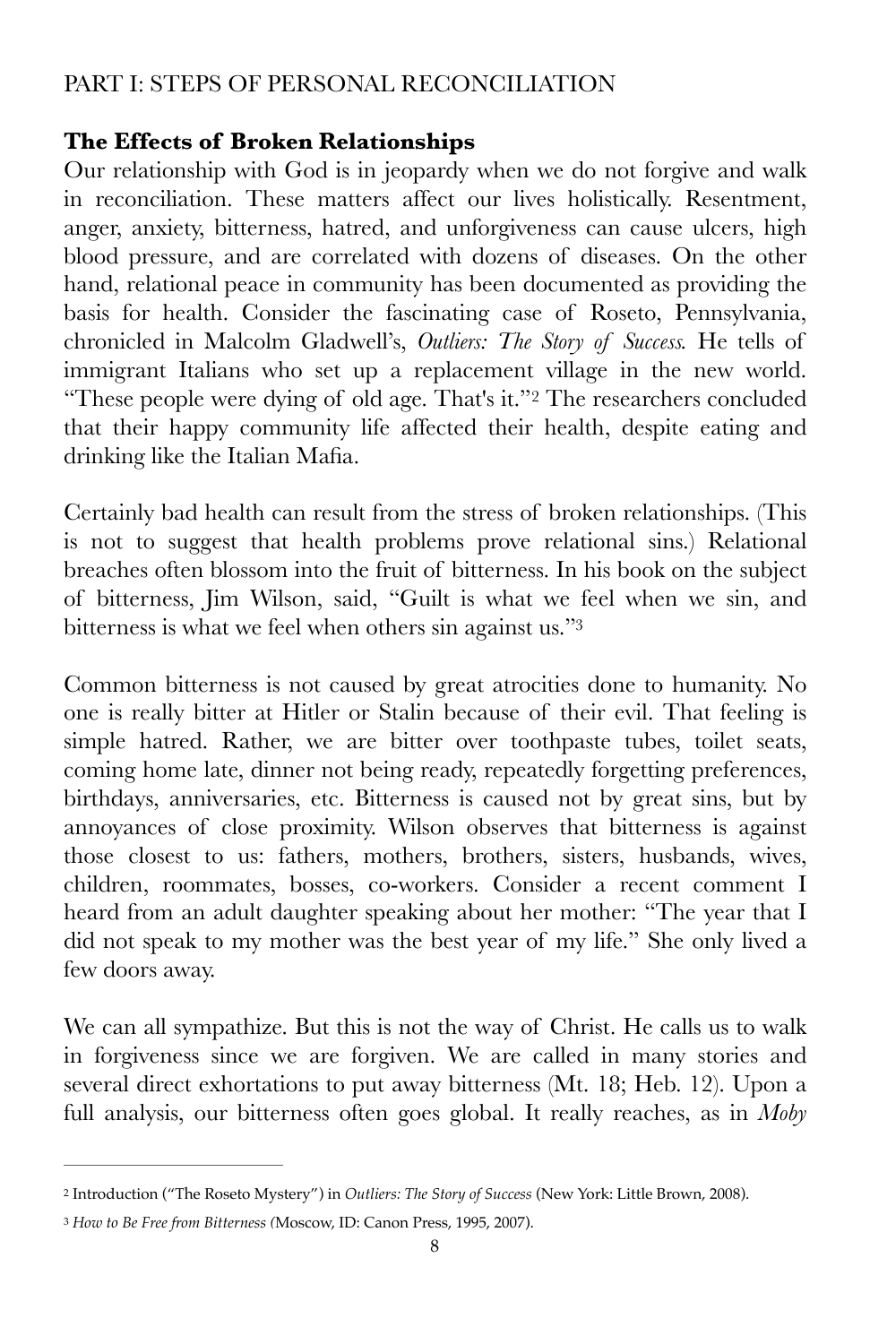PART I: STEPS OF PERSONAL RECONCILIATION

## The Effects of Broken Relationships

Our relationship with God is in jeopardy when we do not forgive and walk in reconciliation. These matters affect our lives holistically. Resentment, anger, anxiety, bitterness, hatred, and unforgiveness can cause ulcers, high blood pressure, and are correlated with dozens of diseases. On the other hand, relational peace in community has been documented as providing the basis for health. Consider the fascinating case of Roseto, Pennsylvania, chronicled in Malcolm Gladwell's, *Outliers: The Story of Success.* He tells of immigrant Italians who set up a replacement village in the new world. "These people were dying of old age. That's it."[2] The researchers concluded that their happy community life affected their health, despite eating and drinking like the Italian Mafia.

Certainly bad health can result from the stress of broken relationships. (This is not to suggest that health problems prove relational sins.) Relational breaches often blossom into the fruit of bitterness. In his book on the subject of bitterness, Jim Wilson, said, "Guilt is what we feel when we sin, and bitterness is what we feel when others sin against us."[3]

Common bitterness is not caused by great atrocities done to humanity. No one is really bitter at Hitler or Stalin because of their evil. That feeling is simple hatred. Rather, we are bitter over toothpaste tubes, toilet seats, coming home late, dinner not being ready, repeatedly forgetting preferences, birthdays, anniversaries, etc. Bitterness is caused not by great sins, but by annoyances of close proximity. Wilson observes that bitterness is against those closest to us: fathers, mothers, brothers, sisters, husbands, wives, children, roommates, bosses, co-workers. Consider a recent comment I heard from an adult daughter speaking about her mother: "The year that I did not speak to my mother was the best year of my life." She only lived a few doors away.

We can all sympathize. But this is not the way of Christ. He calls us to walk in forgiveness since we are forgiven. We are called in many stories and several direct exhortations to put away bitterness (Mt. 18; Heb. 12). Upon a full analysis, our bitterness often goes global. It really reaches, as in *Moby*

---

[2] Introduction ("The Roseto Mystery") in *Outliers: The Story of Success* (New York: Little Brown, 2008).

[3] *How to Be Free from Bitterness (*Moscow, ID: Canon Press, 1995, 2007).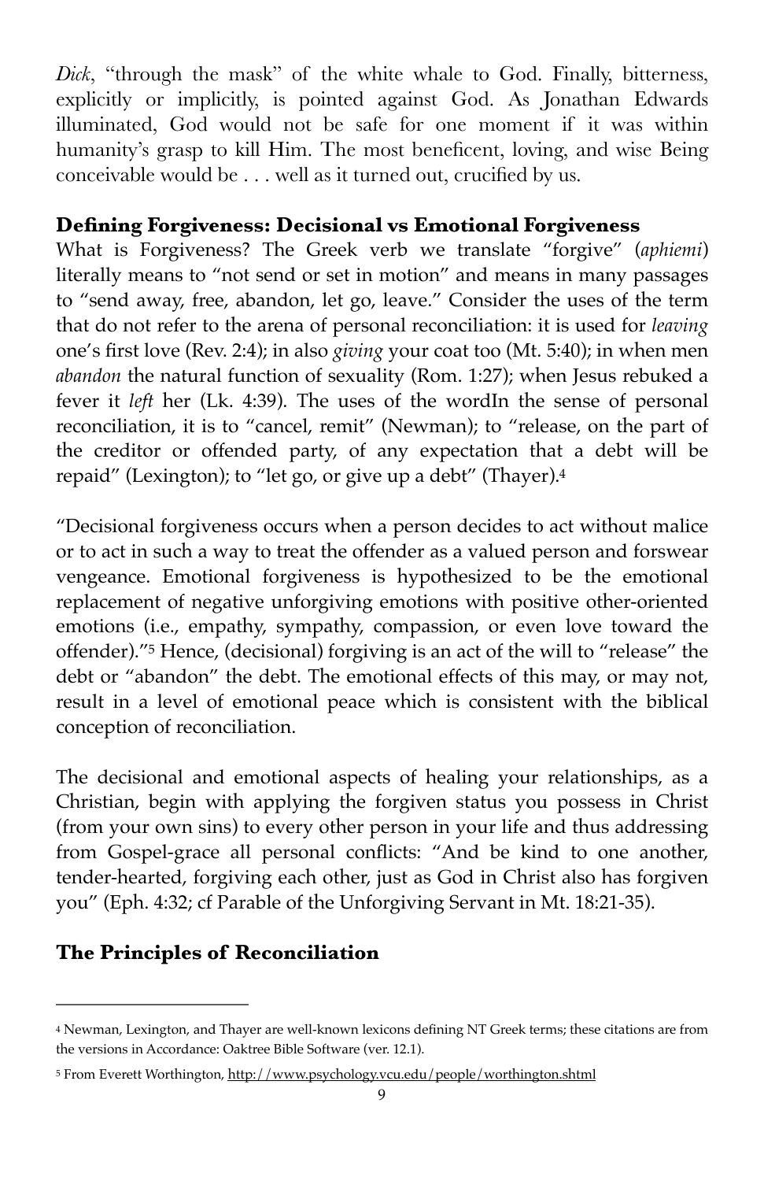*Dick*, "through the mask" of the white whale to God. Finally, bitterness, explicitly or implicitly, is pointed against God. As Jonathan Edwards illuminated, God would not be safe for one moment if it was within humanity's grasp to kill Him. The most beneficent, loving, and wise Being conceivable would be . . . well as it turned out, crucified by us.

### Defining Forgiveness: Decisional vs Emotional Forgiveness

What is Forgiveness? The Greek verb we translate "forgive" (*aphiemi*) literally means to "not send or set in motion" and means in many passages to "send away, free, abandon, let go, leave." Consider the uses of the term that do not refer to the arena of personal reconciliation: it is used for *leaving* one's first love (Rev. 2:4); in also *giving* your coat too (Mt. 5:40); in when men *abandon* the natural function of sexuality (Rom. 1:27); when Jesus rebuked a fever it *left* her (Lk. 4:39). The uses of the wordIn the sense of personal reconciliation, it is to "cancel, remit" (Newman); to "release, on the part of the creditor or offended party, of any expectation that a debt will be repaid" (Lexington); to "let go, or give up a debt" (Thayer).[4]

"Decisional forgiveness occurs when a person decides to act without malice or to act in such a way to treat the offender as a valued person and forswear vengeance. Emotional forgiveness is hypothesized to be the emotional replacement of negative unforgiving emotions with positive other-oriented emotions (i.e., empathy, sympathy, compassion, or even love toward the offender)."[5] Hence, (decisional) forgiving is an act of the will to "release" the debt or "abandon" the debt. The emotional effects of this may, or may not, result in a level of emotional peace which is consistent with the biblical conception of reconciliation.

The decisional and emotional aspects of healing your relationships, as a Christian, begin with applying the forgiven status you possess in Christ (from your own sins) to every other person in your life and thus addressing from Gospel-grace all personal conflicts: "And be kind to one another, tender-hearted, forgiving each other, just as God in Christ also has forgiven you" (Eph. 4:32; cf Parable of the Unforgiving Servant in Mt. 18:21-35).

### The Principles of Reconciliation

---

[4] Newman, Lexington, and Thayer are well-known lexicons defining NT Greek terms; these citations are from the versions in Accordance: Oaktree Bible Software (ver. 12.1).

[5] From Everett Worthington, http://www.psychology.vcu.edu/people/worthington.shtml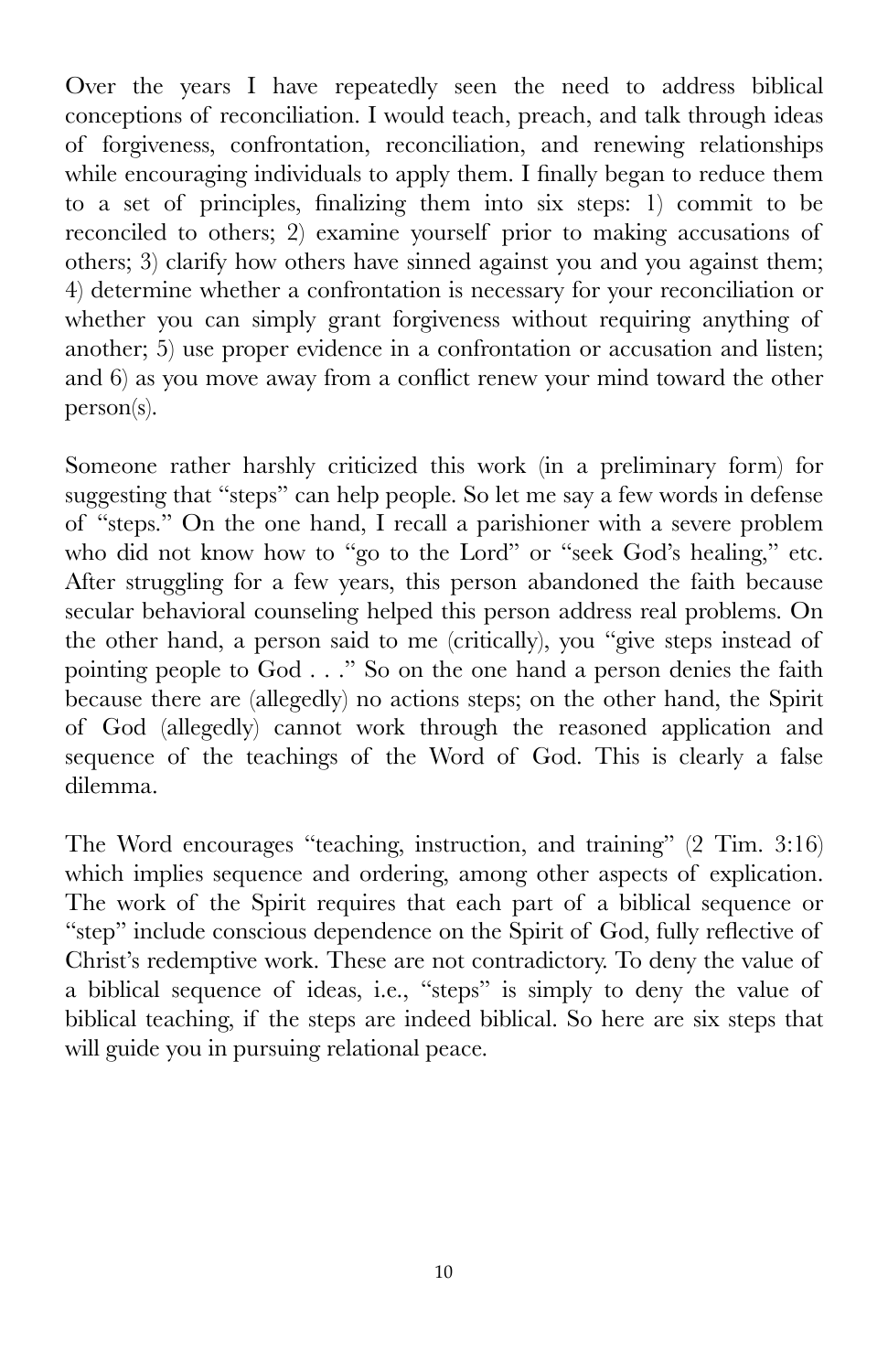Over the years I have repeatedly seen the need to address biblical conceptions of reconciliation. I would teach, preach, and talk through ideas of forgiveness, confrontation, reconciliation, and renewing relationships while encouraging individuals to apply them. I finally began to reduce them to a set of principles, finalizing them into six steps: 1) commit to be reconciled to others; 2) examine yourself prior to making accusations of others; 3) clarify how others have sinned against you and you against them; 4) determine whether a confrontation is necessary for your reconciliation or whether you can simply grant forgiveness without requiring anything of another; 5) use proper evidence in a confrontation or accusation and listen; and 6) as you move away from a conflict renew your mind toward the other person(s).

Someone rather harshly criticized this work (in a preliminary form) for suggesting that "steps" can help people. So let me say a few words in defense of "steps." On the one hand, I recall a parishioner with a severe problem who did not know how to "go to the Lord" or "seek God's healing," etc. After struggling for a few years, this person abandoned the faith because secular behavioral counseling helped this person address real problems. On the other hand, a person said to me (critically), you "give steps instead of pointing people to God . . ." So on the one hand a person denies the faith because there are (allegedly) no actions steps; on the other hand, the Spirit of God (allegedly) cannot work through the reasoned application and sequence of the teachings of the Word of God. This is clearly a false dilemma.

The Word encourages "teaching, instruction, and training" (2 Tim. 3:16) which implies sequence and ordering, among other aspects of explication. The work of the Spirit requires that each part of a biblical sequence or "step" include conscious dependence on the Spirit of God, fully reflective of Christ's redemptive work. These are not contradictory. To deny the value of a biblical sequence of ideas, i.e., "steps" is simply to deny the value of biblical teaching, if the steps are indeed biblical. So here are six steps that will guide you in pursuing relational peace.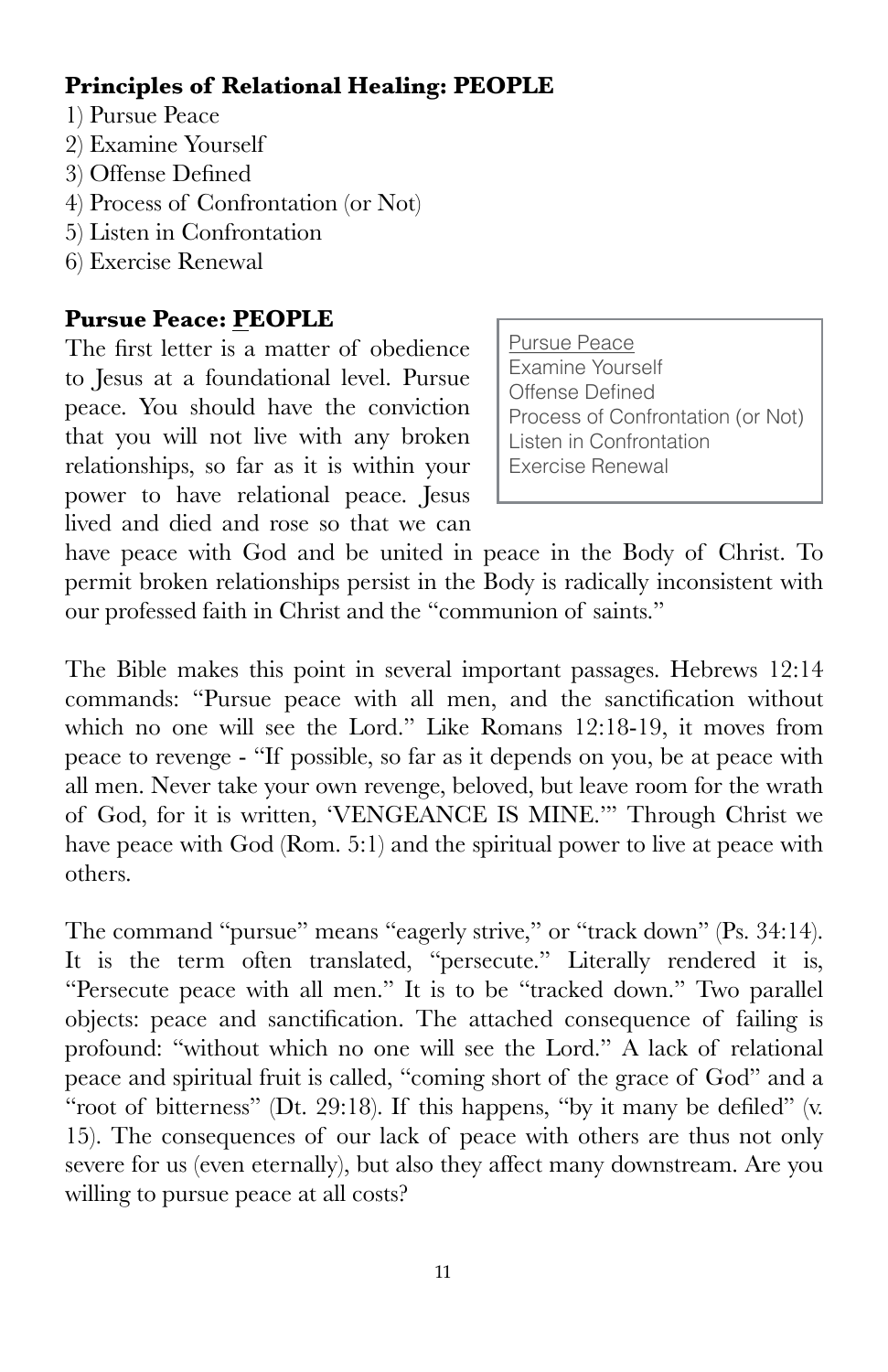**Principles of Relational Healing: PEOPLE**

1) Pursue Peace
2) Examine Yourself
3) Offense Defined
4) Process of Confrontation (or Not)
5) Listen in Confrontation
6) Exercise Renewal

**Pursue Peace: <u>P</u>EOPLE**

<u>Pursue Peace</u>
Examine Yourself
Offense Defined
Process of Confrontation (or Not)
Listen in Confrontation
Exercise Renewal

The first letter is a matter of obedience to Jesus at a foundational level. Pursue peace. You should have the conviction that you will not live with any broken relationships, so far as it is within your power to have relational peace. Jesus lived and died and rose so that we can have peace with God and be united in peace in the Body of Christ. To permit broken relationships persist in the Body is radically inconsistent with our professed faith in Christ and the "communion of saints."

The Bible makes this point in several important passages. Hebrews 12:14 commands: "Pursue peace with all men, and the sanctification without which no one will see the Lord." Like Romans 12:18-19, it moves from peace to revenge - "If possible, so far as it depends on you, be at peace with all men. Never take your own revenge, beloved, but leave room for the wrath of God, for it is written, 'VENGEANCE IS MINE.'" Through Christ we have peace with God (Rom. 5:1) and the spiritual power to live at peace with others.

The command "pursue" means "eagerly strive," or "track down" (Ps. 34:14). It is the term often translated, "persecute." Literally rendered it is, "Persecute peace with all men." It is to be "tracked down." Two parallel objects: peace and sanctification. The attached consequence of failing is profound: "without which no one will see the Lord." A lack of relational peace and spiritual fruit is called, "coming short of the grace of God" and a "root of bitterness" (Dt. 29:18). If this happens, "by it many be defiled" (v. 15). The consequences of our lack of peace with others are thus not only severe for us (even eternally), but also they affect many downstream. Are you willing to pursue peace at all costs?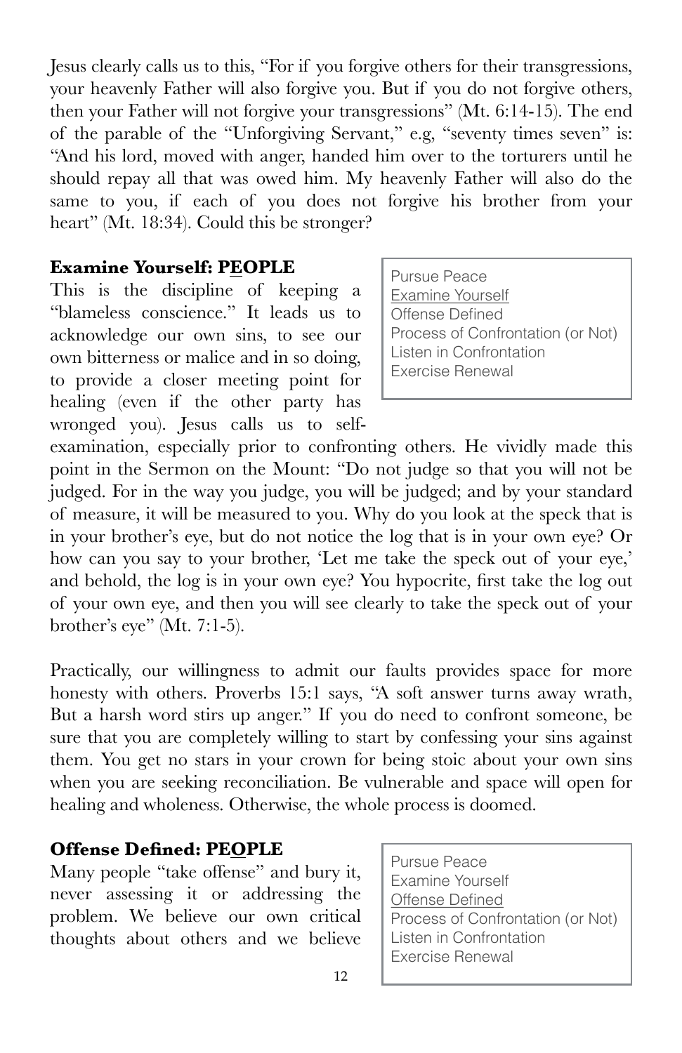Jesus clearly calls us to this, "For if you forgive others for their transgressions, your heavenly Father will also forgive you. But if you do not forgive others, then your Father will not forgive your transgressions" (Mt. 6:14-15). The end of the parable of the "Unforgiving Servant," e.g, "seventy times seven" is: "And his lord, moved with anger, handed him over to the torturers until he should repay all that was owed him. My heavenly Father will also do the same to you, if each of you does not forgive his brother from your heart" (Mt. 18:34). Could this be stronger?

**Examine Yourself: P<u>E</u>OPLE**

> Pursue Peace
> <u>Examine Yourself</u>
> Offense Defined
> Process of Confrontation (or Not)
> Listen in Confrontation
> Exercise Renewal

This is the discipline of keeping a "blameless conscience." It leads us to acknowledge our own sins, to see our own bitterness or malice and in so doing, to provide a closer meeting point for healing (even if the other party has wronged you). Jesus calls us to self-examination, especially prior to confronting others. He vividly made this point in the Sermon on the Mount: "Do not judge so that you will not be judged. For in the way you judge, you will be judged; and by your standard of measure, it will be measured to you. Why do you look at the speck that is in your brother's eye, but do not notice the log that is in your own eye? Or how can you say to your brother, 'Let me take the speck out of your eye,' and behold, the log is in your own eye? You hypocrite, first take the log out of your own eye, and then you will see clearly to take the speck out of your brother's eye" (Mt. 7:1-5).

Practically, our willingness to admit our faults provides space for more honesty with others. Proverbs 15:1 says, "A soft answer turns away wrath, But a harsh word stirs up anger." If you do need to confront someone, be sure that you are completely willing to start by confessing your sins against them. You get no stars in your crown for being stoic about your own sins when you are seeking reconciliation. Be vulnerable and space will open for healing and wholeness. Otherwise, the whole process is doomed.

**Offense Defined: PE<u>O</u>PLE**

> Pursue Peace
> Examine Yourself
> <u>Offense Defined</u>
> Process of Confrontation (or Not)
> Listen in Confrontation
> Exercise Renewal

Many people "take offense" and bury it, never assessing it or addressing the problem. We believe our own critical thoughts about others and we believe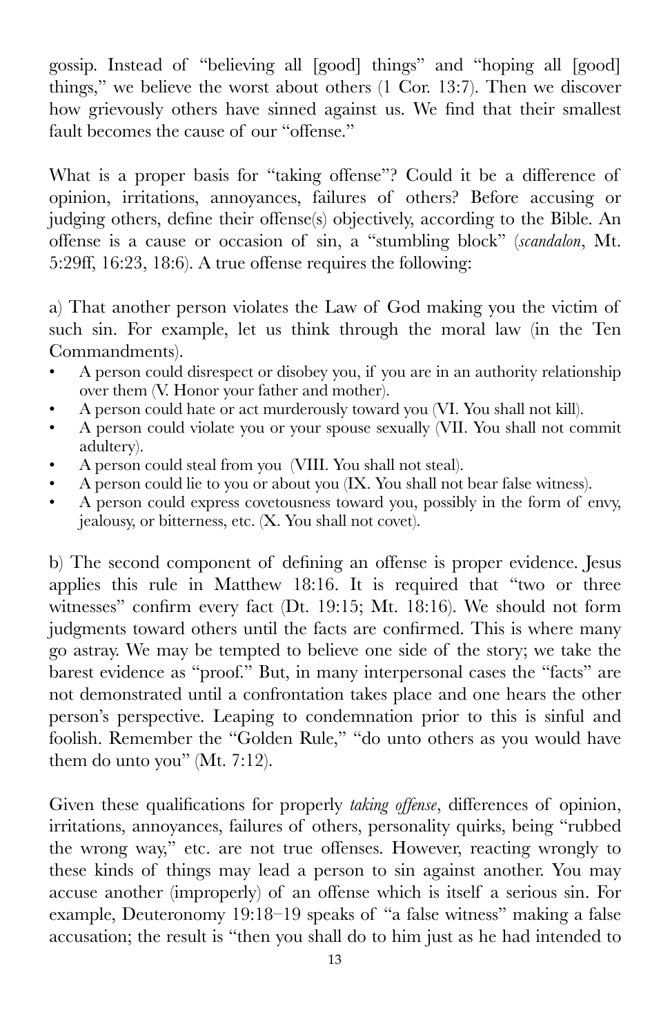gossip. Instead of "believing all [good] things" and "hoping all [good] things," we believe the worst about others (1 Cor. 13:7). Then we discover how grievously others have sinned against us. We find that their smallest fault becomes the cause of our "offense."

What is a proper basis for "taking offense"? Could it be a difference of opinion, irritations, annoyances, failures of others? Before accusing or judging others, define their offense(s) objectively, according to the Bible. An offense is a cause or occasion of sin, a "stumbling block" (*scandalon*, Mt. 5:29ff, 16:23, 18:6). A true offense requires the following:

a) That another person violates the Law of God making you the victim of such sin. For example, let us think through the moral law (in the Ten Commandments).

- A person could disrespect or disobey you, if you are in an authority relationship over them (V. Honor your father and mother).
- A person could hate or act murderously toward you (VI. You shall not kill).
- A person could violate you or your spouse sexually (VII. You shall not commit adultery).
- A person could steal from you (VIII. You shall not steal).
- A person could lie to you or about you (IX. You shall not bear false witness).
- A person could express covetousness toward you, possibly in the form of envy, jealousy, or bitterness, etc. (X. You shall not covet).

b) The second component of defining an offense is proper evidence. Jesus applies this rule in Matthew 18:16. It is required that "two or three witnesses" confirm every fact (Dt. 19:15; Mt. 18:16). We should not form judgments toward others until the facts are confirmed. This is where many go astray. We may be tempted to believe one side of the story; we take the barest evidence as "proof." But, in many interpersonal cases the "facts" are not demonstrated until a confrontation takes place and one hears the other person's perspective. Leaping to condemnation prior to this is sinful and foolish. Remember the "Golden Rule," "do unto others as you would have them do unto you" (Mt. 7:12).

Given these qualifications for properly *taking offense*, differences of opinion, irritations, annoyances, failures of others, personality quirks, being "rubbed the wrong way," etc. are not true offenses. However, reacting wrongly to these kinds of things may lead a person to sin against another. You may accuse another (improperly) of an offense which is itself a serious sin. For example, Deuteronomy 19:18–19 speaks of "a false witness" making a false accusation; the result is "then you shall do to him just as he had intended to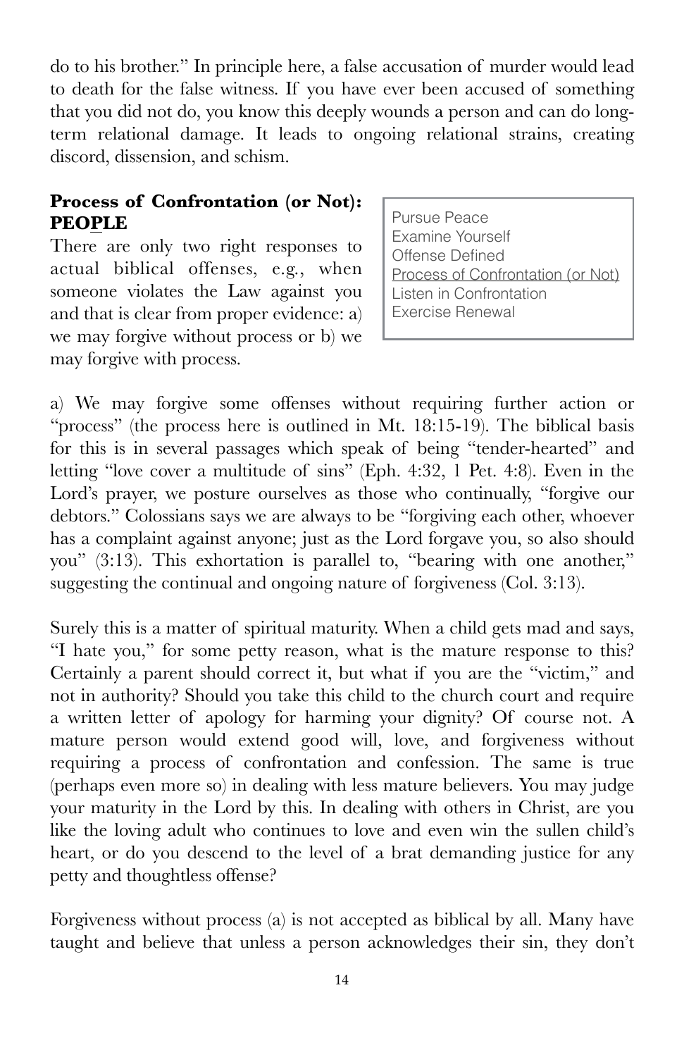do to his brother." In principle here, a false accusation of murder would lead to death for the false witness. If you have ever been accused of something that you did not do, you know this deeply wounds a person and can do long-term relational damage. It leads to ongoing relational strains, creating discord, dissension, and schism.

### Process of Confrontation (or Not): PEOPLE

> Pursue Peace
> Examine Yourself
> Offense Defined
> <u>Process of Confrontation (or Not)</u>
> Listen in Confrontation
> Exercise Renewal

There are only two right responses to actual biblical offenses, e.g., when someone violates the Law against you and that is clear from proper evidence: a) we may forgive without process or b) we may forgive with process.

a) We may forgive some offenses without requiring further action or "process" (the process here is outlined in Mt. 18:15-19). The biblical basis for this is in several passages which speak of being "tender-hearted" and letting "love cover a multitude of sins" (Eph. 4:32, 1 Pet. 4:8). Even in the Lord's prayer, we posture ourselves as those who continually, "forgive our debtors." Colossians says we are always to be "forgiving each other, whoever has a complaint against anyone; just as the Lord forgave you, so also should you" (3:13). This exhortation is parallel to, "bearing with one another," suggesting the continual and ongoing nature of forgiveness (Col. 3:13).

Surely this is a matter of spiritual maturity. When a child gets mad and says, "I hate you," for some petty reason, what is the mature response to this? Certainly a parent should correct it, but what if you are the "victim," and not in authority? Should you take this child to the church court and require a written letter of apology for harming your dignity? Of course not. A mature person would extend good will, love, and forgiveness without requiring a process of confrontation and confession. The same is true (perhaps even more so) in dealing with less mature believers. You may judge your maturity in the Lord by this. In dealing with others in Christ, are you like the loving adult who continues to love and even win the sullen child's heart, or do you descend to the level of a brat demanding justice for any petty and thoughtless offense?

Forgiveness without process (a) is not accepted as biblical by all. Many have taught and believe that unless a person acknowledges their sin, they don't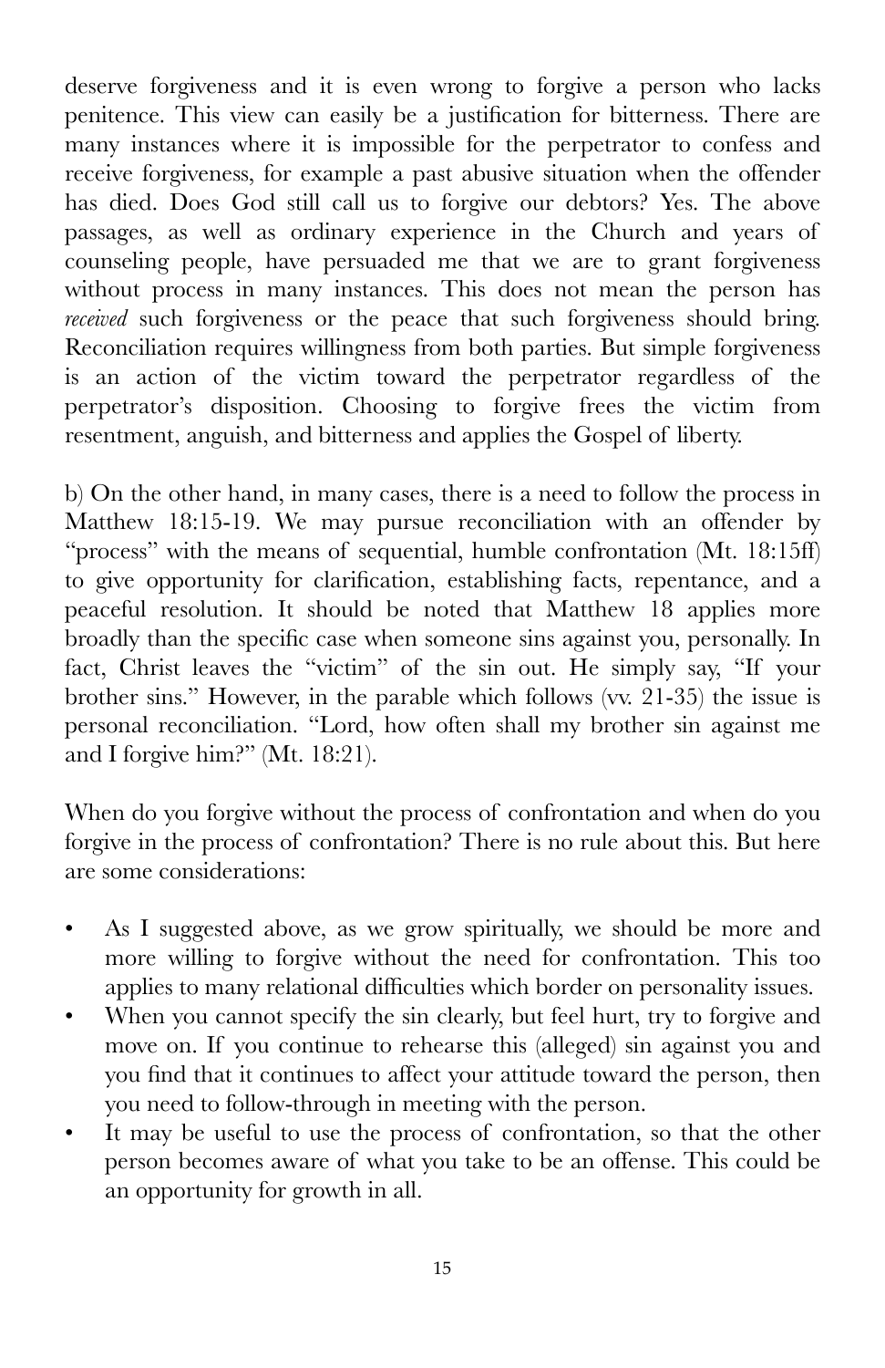deserve forgiveness and it is even wrong to forgive a person who lacks penitence. This view can easily be a justification for bitterness. There are many instances where it is impossible for the perpetrator to confess and receive forgiveness, for example a past abusive situation when the offender has died. Does God still call us to forgive our debtors? Yes. The above passages, as well as ordinary experience in the Church and years of counseling people, have persuaded me that we are to grant forgiveness without process in many instances. This does not mean the person has *received* such forgiveness or the peace that such forgiveness should bring. Reconciliation requires willingness from both parties. But simple forgiveness is an action of the victim toward the perpetrator regardless of the perpetrator's disposition. Choosing to forgive frees the victim from resentment, anguish, and bitterness and applies the Gospel of liberty.

b) On the other hand, in many cases, there is a need to follow the process in Matthew 18:15-19. We may pursue reconciliation with an offender by "process" with the means of sequential, humble confrontation (Mt. 18:15ff) to give opportunity for clarification, establishing facts, repentance, and a peaceful resolution. It should be noted that Matthew 18 applies more broadly than the specific case when someone sins against you, personally. In fact, Christ leaves the "victim" of the sin out. He simply say, "If your brother sins." However, in the parable which follows (vv. 21-35) the issue is personal reconciliation. "Lord, how often shall my brother sin against me and I forgive him?" (Mt. 18:21).

When do you forgive without the process of confrontation and when do you forgive in the process of confrontation? There is no rule about this. But here are some considerations:

- As I suggested above, as we grow spiritually, we should be more and more willing to forgive without the need for confrontation. This too applies to many relational difficulties which border on personality issues.
- When you cannot specify the sin clearly, but feel hurt, try to forgive and move on. If you continue to rehearse this (alleged) sin against you and you find that it continues to affect your attitude toward the person, then you need to follow-through in meeting with the person.
- It may be useful to use the process of confrontation, so that the other person becomes aware of what you take to be an offense. This could be an opportunity for growth in all.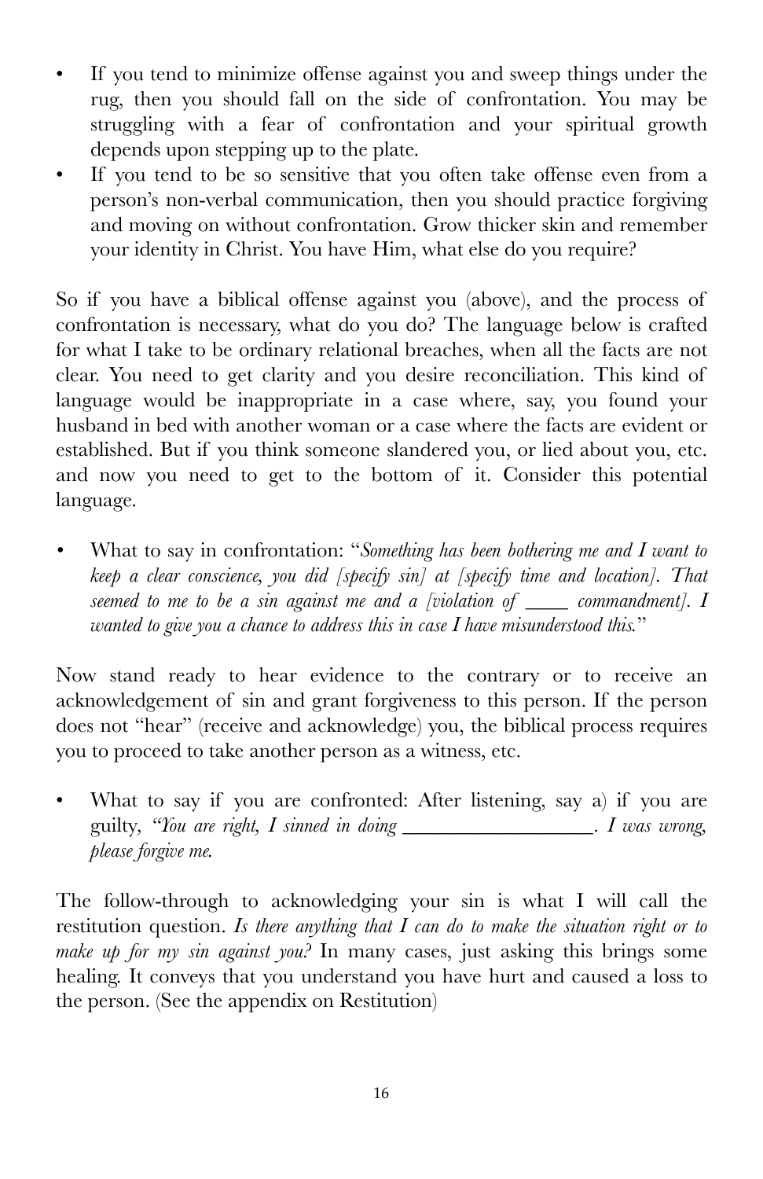- If you tend to minimize offense against you and sweep things under the rug, then you should fall on the side of confrontation. You may be struggling with a fear of confrontation and your spiritual growth depends upon stepping up to the plate.
- If you tend to be so sensitive that you often take offense even from a person's non-verbal communication, then you should practice forgiving and moving on without confrontation. Grow thicker skin and remember your identity in Christ. You have Him, what else do you require?

So if you have a biblical offense against you (above), and the process of confrontation is necessary, what do you do? The language below is crafted for what I take to be ordinary relational breaches, when all the facts are not clear. You need to get clarity and you desire reconciliation. This kind of language would be inappropriate in a case where, say, you found your husband in bed with another woman or a case where the facts are evident or established. But if you think someone slandered you, or lied about you, etc. and now you need to get to the bottom of it. Consider this potential language.

- What to say in confrontation: "*Something has been bothering me and I want to keep a clear conscience, you did [specify sin] at [specify time and location]. That seemed to me to be a sin against me and a [violation of \_\_\_\_ commandment]. I wanted to give you a chance to address this in case I have misunderstood this.*"

Now stand ready to hear evidence to the contrary or to receive an acknowledgement of sin and grant forgiveness to this person. If the person does not "hear" (receive and acknowledge) you, the biblical process requires you to proceed to take another person as a witness, etc.

- What to say if you are confronted: After listening, say a) if you are guilty, *"You are right, I sinned in doing* \_\_\_\_\_\_\_\_\_\_\_\_\_\_\_\_\_\_\_. *I was wrong, please forgive me.*

The follow-through to acknowledging your sin is what I will call the restitution question. *Is there anything that I can do to make the situation right or to make up for my sin against you?* In many cases, just asking this brings some healing. It conveys that you understand you have hurt and caused a loss to the person. (See the appendix on Restitution)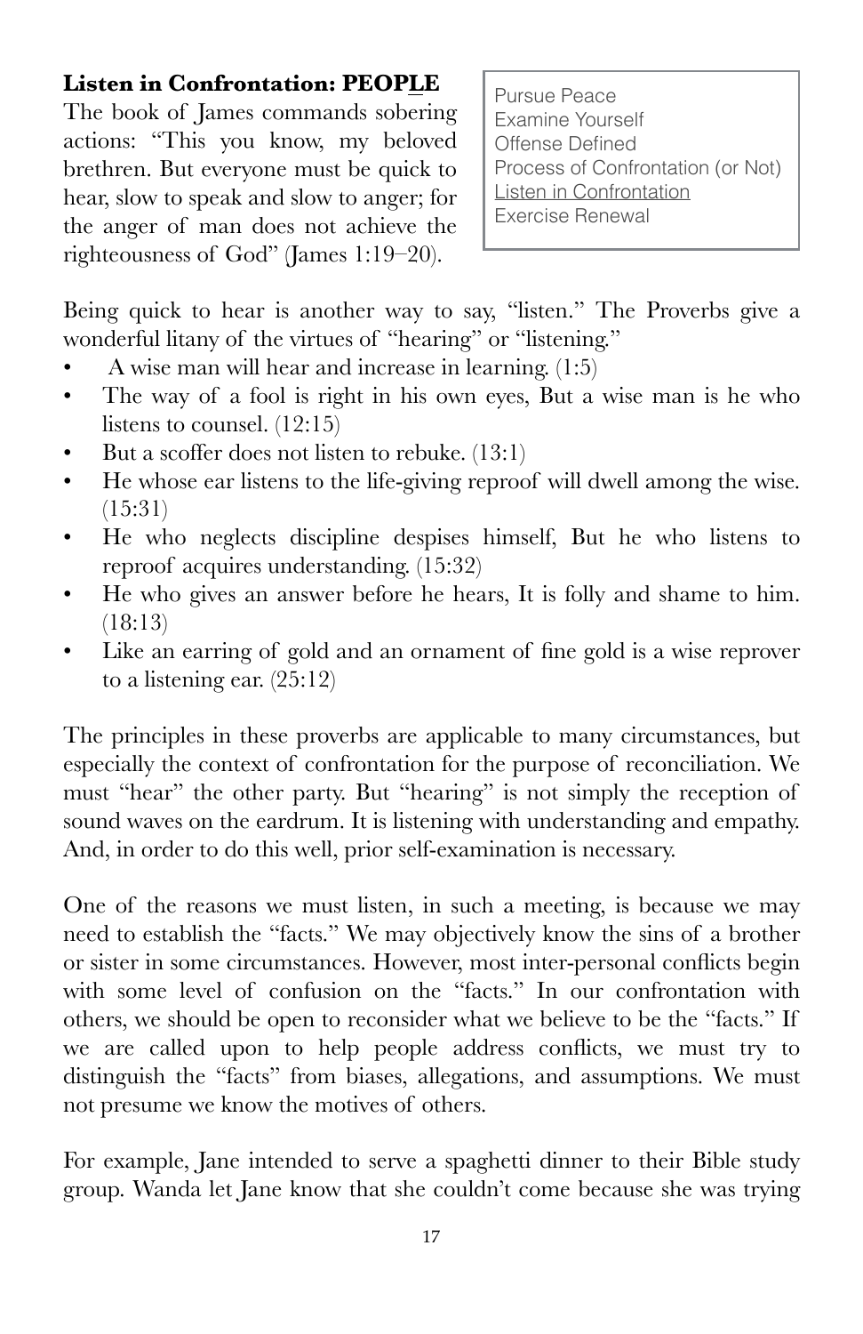### Listen in Confrontation: PEOP<u>L</u>E

Pursue Peace
Examine Yourself
Offense Defined
Process of Confrontation (or Not)
<u>Listen in Confrontation</u>
Exercise Renewal

The book of James commands sobering actions: "This you know, my beloved brethren. But everyone must be quick to hear, slow to speak and slow to anger; for the anger of man does not achieve the righteousness of God" (James 1:19–20).

Being quick to hear is another way to say, "listen." The Proverbs give a wonderful litany of the virtues of "hearing" or "listening."

- A wise man will hear and increase in learning. (1:5)
- The way of a fool is right in his own eyes, But a wise man is he who listens to counsel. (12:15)
- But a scoffer does not listen to rebuke. (13:1)
- He whose ear listens to the life-giving reproof will dwell among the wise. (15:31)
- He who neglects discipline despises himself, But he who listens to reproof acquires understanding. (15:32)
- He who gives an answer before he hears, It is folly and shame to him. (18:13)
- Like an earring of gold and an ornament of fine gold is a wise reprover to a listening ear. (25:12)

The principles in these proverbs are applicable to many circumstances, but especially the context of confrontation for the purpose of reconciliation. We must "hear" the other party. But "hearing" is not simply the reception of sound waves on the eardrum. It is listening with understanding and empathy. And, in order to do this well, prior self-examination is necessary.

One of the reasons we must listen, in such a meeting, is because we may need to establish the "facts." We may objectively know the sins of a brother or sister in some circumstances. However, most inter-personal conflicts begin with some level of confusion on the "facts." In our confrontation with others, we should be open to reconsider what we believe to be the "facts." If we are called upon to help people address conflicts, we must try to distinguish the "facts" from biases, allegations, and assumptions. We must not presume we know the motives of others.

For example, Jane intended to serve a spaghetti dinner to their Bible study group. Wanda let Jane know that she couldn't come because she was trying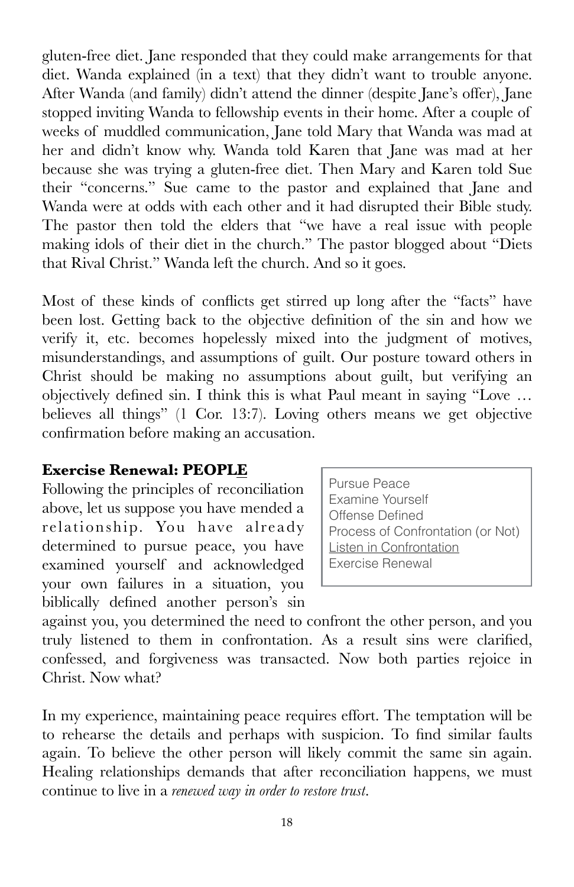gluten-free diet. Jane responded that they could make arrangements for that diet. Wanda explained (in a text) that they didn't want to trouble anyone. After Wanda (and family) didn't attend the dinner (despite Jane's offer), Jane stopped inviting Wanda to fellowship events in their home. After a couple of weeks of muddled communication, Jane told Mary that Wanda was mad at her and didn't know why. Wanda told Karen that Jane was mad at her because she was trying a gluten-free diet. Then Mary and Karen told Sue their "concerns." Sue came to the pastor and explained that Jane and Wanda were at odds with each other and it had disrupted their Bible study. The pastor then told the elders that "we have a real issue with people making idols of their diet in the church." The pastor blogged about "Diets that Rival Christ." Wanda left the church. And so it goes.

Most of these kinds of conflicts get stirred up long after the "facts" have been lost. Getting back to the objective definition of the sin and how we verify it, etc. becomes hopelessly mixed into the judgment of motives, misunderstandings, and assumptions of guilt. Our posture toward others in Christ should be making no assumptions about guilt, but verifying an objectively defined sin. I think this is what Paul meant in saying "Love … believes all things" (1 Cor. 13:7). Loving others means we get objective confirmation before making an accusation.

**Exercise Renewal: PEOPL<u>E</u>**

> Pursue Peace
> Examine Yourself
> Offense Defined
> Process of Confrontation (or Not)
> <u>Listen in Confrontation</u>
> Exercise Renewal

Following the principles of reconciliation above, let us suppose you have mended a relationship. You have already determined to pursue peace, you have examined yourself and acknowledged your own failures in a situation, you biblically defined another person's sin against you, you determined the need to confront the other person, and you truly listened to them in confrontation. As a result sins were clarified, confessed, and forgiveness was transacted. Now both parties rejoice in Christ. Now what?

In my experience, maintaining peace requires effort. The temptation will be to rehearse the details and perhaps with suspicion. To find similar faults again. To believe the other person will likely commit the same sin again. Healing relationships demands that after reconciliation happens, we must continue to live in a *renewed way in order to restore trust*.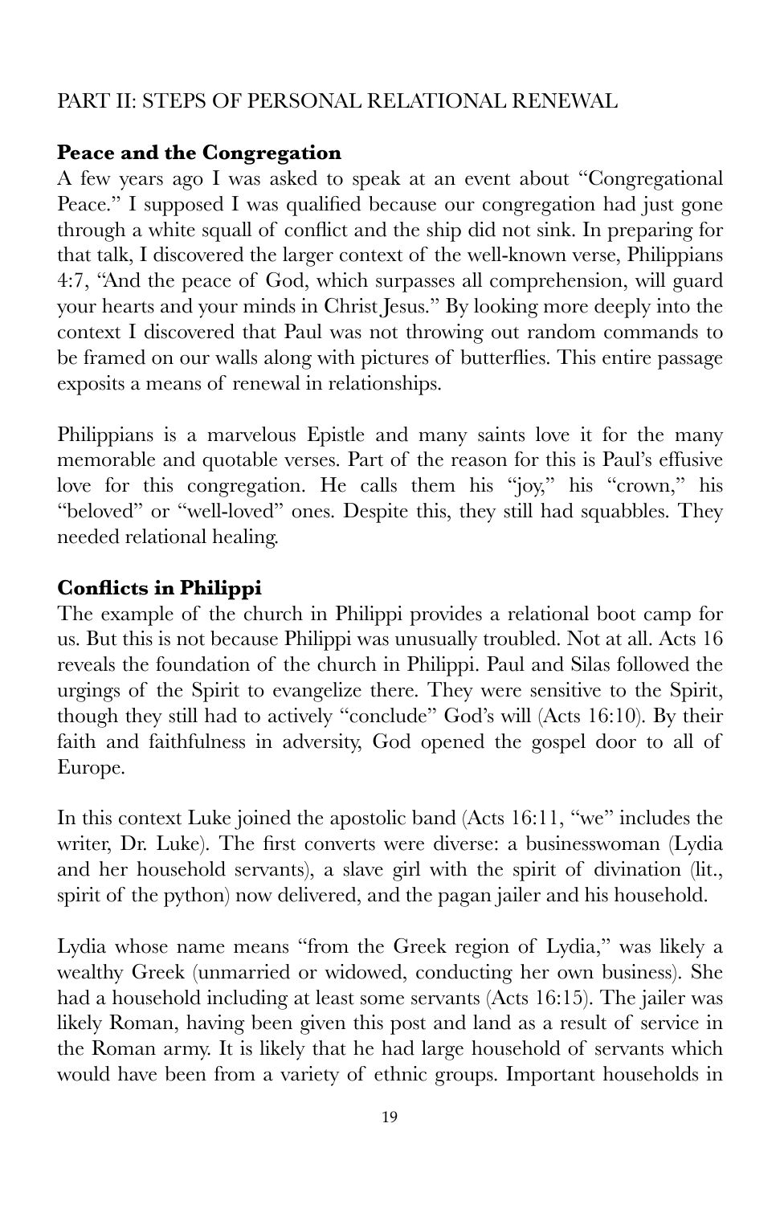## PART II: STEPS OF PERSONAL RELATIONAL RENEWAL

### Peace and the Congregation

A few years ago I was asked to speak at an event about "Congregational Peace." I supposed I was qualified because our congregation had just gone through a white squall of conflict and the ship did not sink. In preparing for that talk, I discovered the larger context of the well-known verse, Philippians 4:7, "And the peace of God, which surpasses all comprehension, will guard your hearts and your minds in Christ Jesus." By looking more deeply into the context I discovered that Paul was not throwing out random commands to be framed on our walls along with pictures of butterflies. This entire passage exposits a means of renewal in relationships.

Philippians is a marvelous Epistle and many saints love it for the many memorable and quotable verses. Part of the reason for this is Paul's effusive love for this congregation. He calls them his "joy," his "crown," his "beloved" or "well-loved" ones. Despite this, they still had squabbles. They needed relational healing.

### Conflicts in Philippi

The example of the church in Philippi provides a relational boot camp for us. But this is not because Philippi was unusually troubled. Not at all. Acts 16 reveals the foundation of the church in Philippi. Paul and Silas followed the urgings of the Spirit to evangelize there. They were sensitive to the Spirit, though they still had to actively "conclude" God's will (Acts 16:10). By their faith and faithfulness in adversity, God opened the gospel door to all of Europe.

In this context Luke joined the apostolic band (Acts 16:11, "we" includes the writer, Dr. Luke). The first converts were diverse: a businesswoman (Lydia and her household servants), a slave girl with the spirit of divination (lit., spirit of the python) now delivered, and the pagan jailer and his household.

Lydia whose name means "from the Greek region of Lydia," was likely a wealthy Greek (unmarried or widowed, conducting her own business). She had a household including at least some servants (Acts 16:15). The jailer was likely Roman, having been given this post and land as a result of service in the Roman army. It is likely that he had large household of servants which would have been from a variety of ethnic groups. Important households in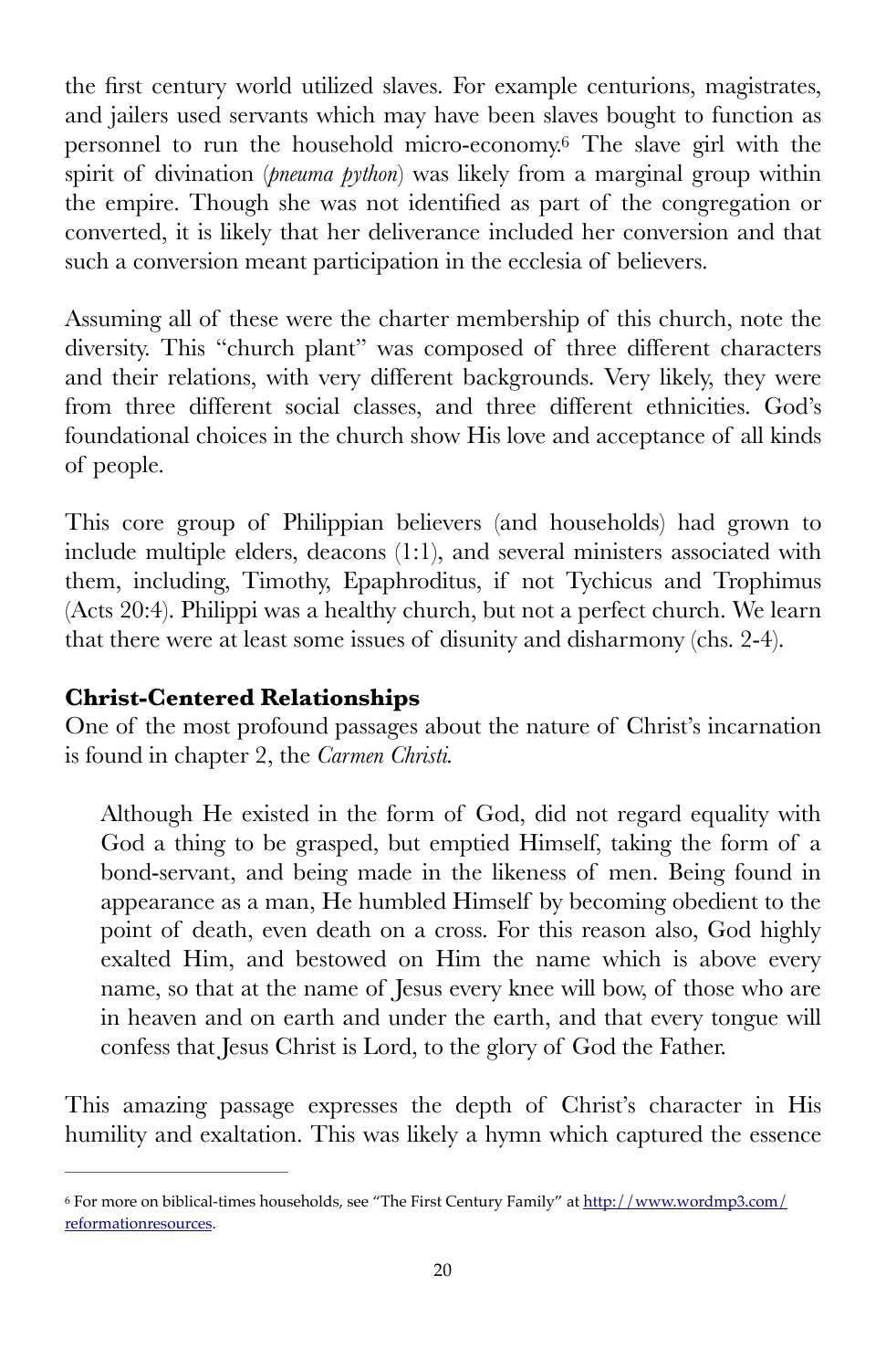the first century world utilized slaves. For example centurions, magistrates, and jailers used servants which may have been slaves bought to function as personnel to run the household micro-economy.[6] The slave girl with the spirit of divination (*pneuma python*) was likely from a marginal group within the empire. Though she was not identified as part of the congregation or converted, it is likely that her deliverance included her conversion and that such a conversion meant participation in the ecclesia of believers.

Assuming all of these were the charter membership of this church, note the diversity. This "church plant" was composed of three different characters and their relations, with very different backgrounds. Very likely, they were from three different social classes, and three different ethnicities. God's foundational choices in the church show His love and acceptance of all kinds of people.

This core group of Philippian believers (and households) had grown to include multiple elders, deacons (1:1), and several ministers associated with them, including, Timothy, Epaphroditus, if not Tychicus and Trophimus (Acts 20:4). Philippi was a healthy church, but not a perfect church. We learn that there were at least some issues of disunity and disharmony (chs. 2-4).

**Christ-Centered Relationships**

One of the most profound passages about the nature of Christ's incarnation is found in chapter 2, the *Carmen Christi.*

> Although He existed in the form of God, did not regard equality with God a thing to be grasped, but emptied Himself, taking the form of a bond-servant, and being made in the likeness of men. Being found in appearance as a man, He humbled Himself by becoming obedient to the point of death, even death on a cross. For this reason also, God highly exalted Him, and bestowed on Him the name which is above every name, so that at the name of Jesus every knee will bow, of those who are in heaven and on earth and under the earth, and that every tongue will confess that Jesus Christ is Lord, to the glory of God the Father.

This amazing passage expresses the depth of Christ's character in His humility and exaltation. This was likely a hymn which captured the essence

---

[6] For more on biblical-times households, see "The First Century Family" at http://www.wordmp3.com/reformationresources.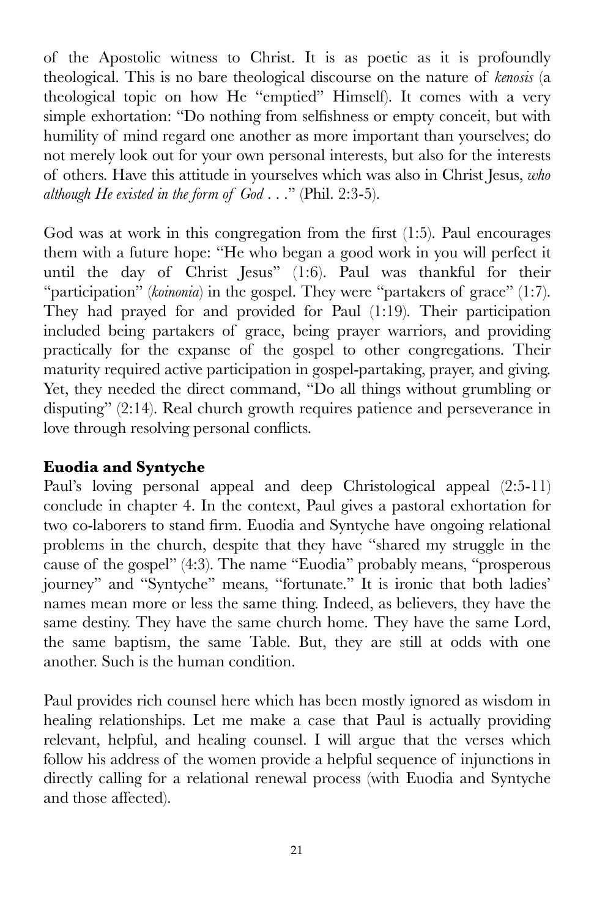of the Apostolic witness to Christ. It is as poetic as it is profoundly theological. This is no bare theological discourse on the nature of *kenosis* (a theological topic on how He "emptied" Himself). It comes with a very simple exhortation: "Do nothing from selfishness or empty conceit, but with humility of mind regard one another as more important than yourselves; do not merely look out for your own personal interests, but also for the interests of others. Have this attitude in yourselves which was also in Christ Jesus, *who although He existed in the form of God . . .*" (Phil. 2:3-5).

God was at work in this congregation from the first (1:5). Paul encourages them with a future hope: "He who began a good work in you will perfect it until the day of Christ Jesus" (1:6). Paul was thankful for their "participation" (*koinonia*) in the gospel. They were "partakers of grace" (1:7). They had prayed for and provided for Paul (1:19). Their participation included being partakers of grace, being prayer warriors, and providing practically for the expanse of the gospel to other congregations. Their maturity required active participation in gospel-partaking, prayer, and giving. Yet, they needed the direct command, "Do all things without grumbling or disputing" (2:14). Real church growth requires patience and perseverance in love through resolving personal conflicts.

**Euodia and Syntyche**

Paul's loving personal appeal and deep Christological appeal (2:5-11) conclude in chapter 4. In the context, Paul gives a pastoral exhortation for two co-laborers to stand firm. Euodia and Syntyche have ongoing relational problems in the church, despite that they have "shared my struggle in the cause of the gospel" (4:3). The name "Euodia" probably means, "prosperous journey" and "Syntyche" means, "fortunate." It is ironic that both ladies' names mean more or less the same thing. Indeed, as believers, they have the same destiny. They have the same church home. They have the same Lord, the same baptism, the same Table. But, they are still at odds with one another. Such is the human condition.

Paul provides rich counsel here which has been mostly ignored as wisdom in healing relationships. Let me make a case that Paul is actually providing relevant, helpful, and healing counsel. I will argue that the verses which follow his address of the women provide a helpful sequence of injunctions in directly calling for a relational renewal process (with Euodia and Syntyche and those affected).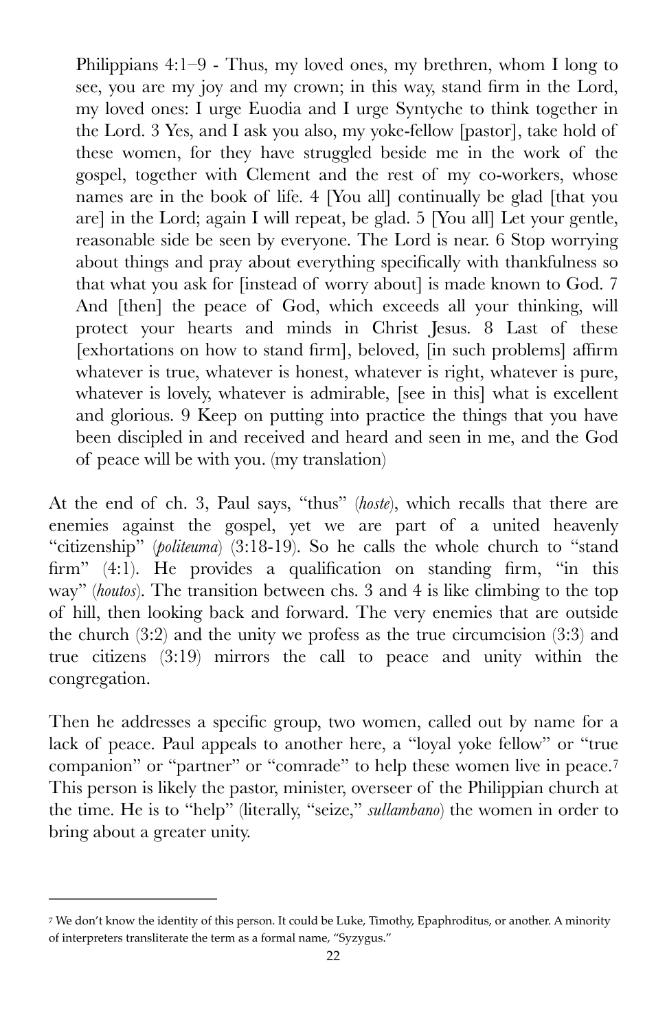> Philippians 4:1–9 - Thus, my loved ones, my brethren, whom I long to see, you are my joy and my crown; in this way, stand firm in the Lord, my loved ones: I urge Euodia and I urge Syntyche to think together in the Lord. 3 Yes, and I ask you also, my yoke-fellow [pastor], take hold of these women, for they have struggled beside me in the work of the gospel, together with Clement and the rest of my co-workers, whose names are in the book of life. 4 [You all] continually be glad [that you are] in the Lord; again I will repeat, be glad. 5 [You all] Let your gentle, reasonable side be seen by everyone. The Lord is near. 6 Stop worrying about things and pray about everything specifically with thankfulness so that what you ask for [instead of worry about] is made known to God. 7 And [then] the peace of God, which exceeds all your thinking, will protect your hearts and minds in Christ Jesus. 8 Last of these [exhortations on how to stand firm], beloved, [in such problems] affirm whatever is true, whatever is honest, whatever is right, whatever is pure, whatever is lovely, whatever is admirable, [see in this] what is excellent and glorious. 9 Keep on putting into practice the things that you have been discipled in and received and heard and seen in me, and the God of peace will be with you. (my translation)

At the end of ch. 3, Paul says, "thus" (*hoste*), which recalls that there are enemies against the gospel, yet we are part of a united heavenly "citizenship" (*politeuma*) (3:18-19). So he calls the whole church to "stand firm" (4:1). He provides a qualification on standing firm, "in this way" (*houtos*). The transition between chs. 3 and 4 is like climbing to the top of hill, then looking back and forward. The very enemies that are outside the church (3:2) and the unity we profess as the true circumcision (3:3) and true citizens (3:19) mirrors the call to peace and unity within the congregation.

Then he addresses a specific group, two women, called out by name for a lack of peace. Paul appeals to another here, a "loyal yoke fellow" or "true companion" or "partner" or "comrade" to help these women live in peace.[7] This person is likely the pastor, minister, overseer of the Philippian church at the time. He is to "help" (literally, "seize," *sullambano*) the women in order to bring about a greater unity.

---

[7] We don't know the identity of this person. It could be Luke, Timothy, Epaphroditus, or another. A minority of interpreters transliterate the term as a formal name, "Syzygus."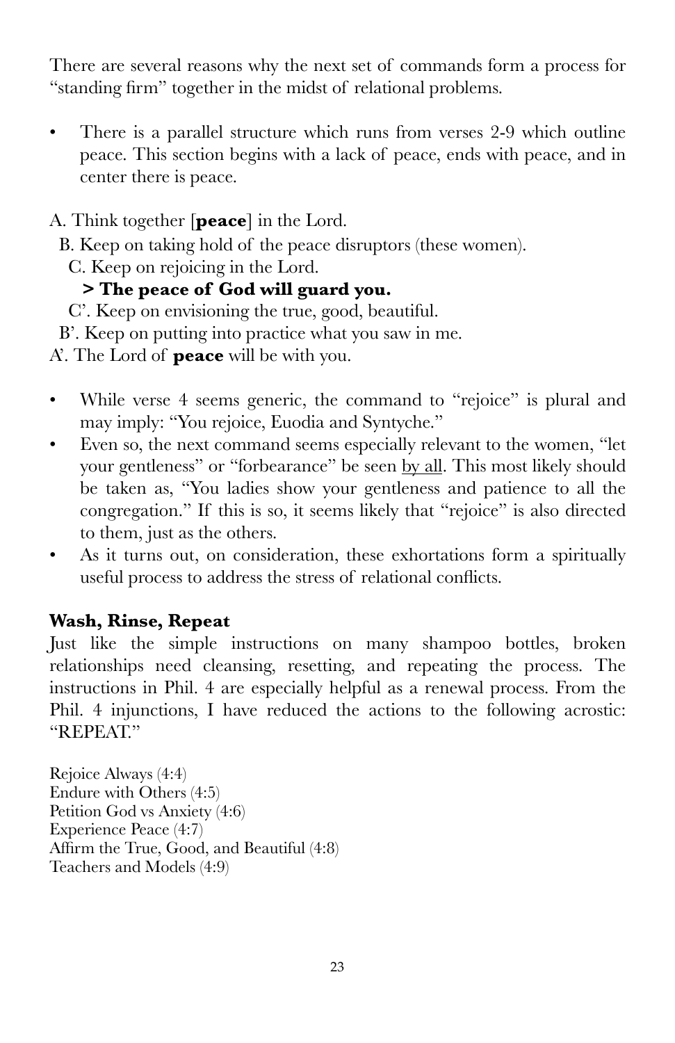There are several reasons why the next set of commands form a process for "standing firm" together in the midst of relational problems.

- There is a parallel structure which runs from verses 2-9 which outline peace. This section begins with a lack of peace, ends with peace, and in center there is peace.

A. Think together [**peace**] in the Lord.
  B. Keep on taking hold of the peace disruptors (these women).
    C. Keep on rejoicing in the Lord.
      **> The peace of God will guard you.**
    C'. Keep on envisioning the true, good, beautiful.
  B'. Keep on putting into practice what you saw in me.
A'. The Lord of **peace** will be with you.

- While verse 4 seems generic, the command to "rejoice" is plural and may imply: "You rejoice, Euodia and Syntyche."
- Even so, the next command seems especially relevant to the women, "let your gentleness" or "forbearance" be seen <u>by all</u>. This most likely should be taken as, "You ladies show your gentleness and patience to all the congregation." If this is so, it seems likely that "rejoice" is also directed to them, just as the others.
- As it turns out, on consideration, these exhortations form a spiritually useful process to address the stress of relational conflicts.

**Wash, Rinse, Repeat**

Just like the simple instructions on many shampoo bottles, broken relationships need cleansing, resetting, and repeating the process. The instructions in Phil. 4 are especially helpful as a renewal process. From the Phil. 4 injunctions, I have reduced the actions to the following acrostic: "REPEAT."

Rejoice Always (4:4)
Endure with Others (4:5)
Petition God vs Anxiety (4:6)
Experience Peace (4:7)
Affirm the True, Good, and Beautiful (4:8)
Teachers and Models (4:9)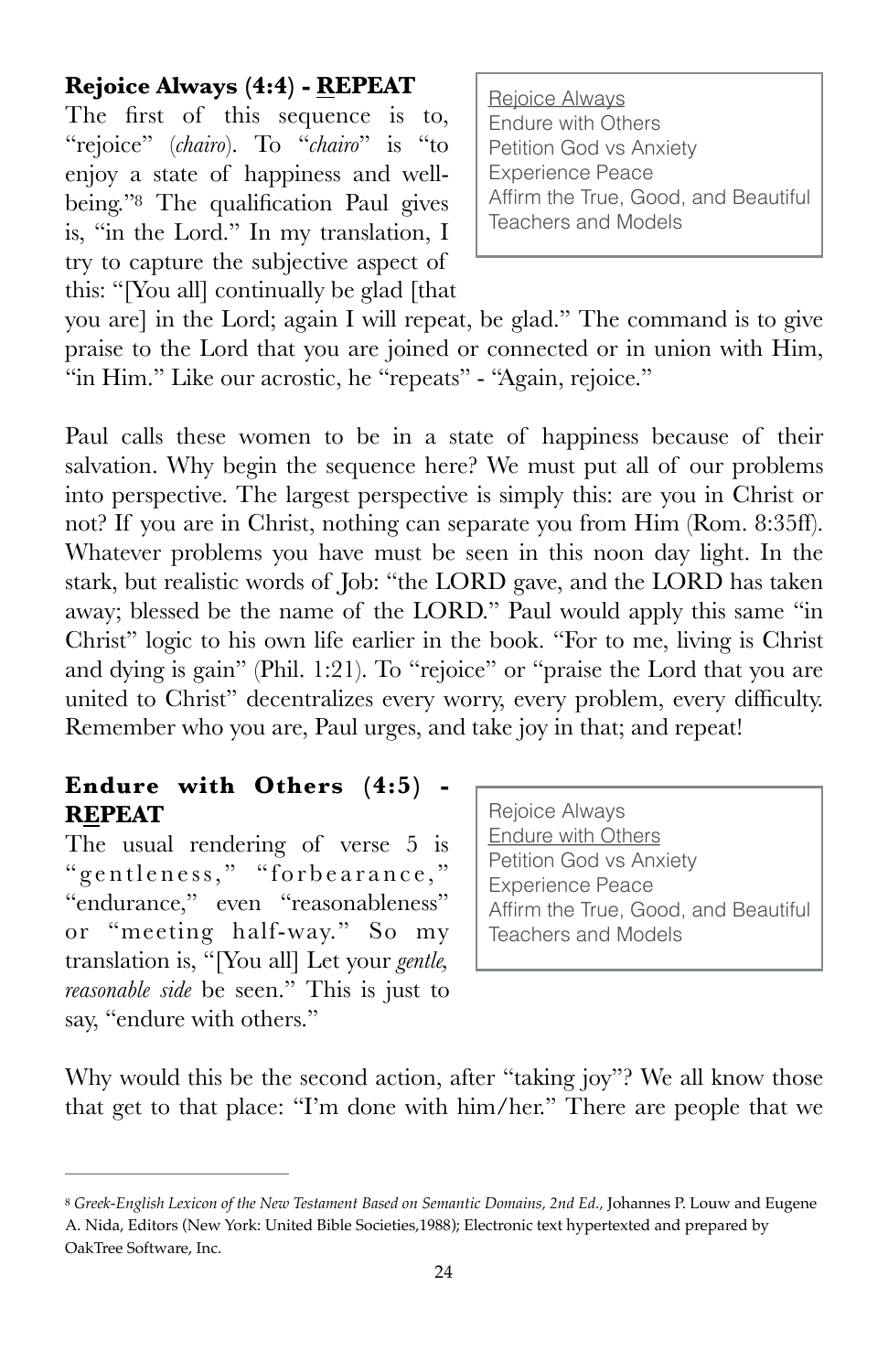**Rejoice Always (4:4) - REPEAT**

> <u>Rejoice Always</u>
> Endure with Others
> Petition God vs Anxiety
> Experience Peace
> Affirm the True, Good, and Beautiful
> Teachers and Models

The first of this sequence is to, "rejoice" (*chairo*). To "*chairo*" is "to enjoy a state of happiness and well-being."[8] The qualification Paul gives is, "in the Lord." In my translation, I try to capture the subjective aspect of this: "[You all] continually be glad [that you are] in the Lord; again I will repeat, be glad." The command is to give praise to the Lord that you are joined or connected or in union with Him, "in Him." Like our acrostic, he "repeats" - "Again, rejoice."

Paul calls these women to be in a state of happiness because of their salvation. Why begin the sequence here? We must put all of our problems into perspective. The largest perspective is simply this: are you in Christ or not? If you are in Christ, nothing can separate you from Him (Rom. 8:35ff). Whatever problems you have must be seen in this noon day light. In the stark, but realistic words of Job: "the LORD gave, and the LORD has taken away; blessed be the name of the LORD." Paul would apply this same "in Christ" logic to his own life earlier in the book. "For to me, living is Christ and dying is gain" (Phil. 1:21). To "rejoice" or "praise the Lord that you are united to Christ" decentralizes every worry, every problem, every difficulty. Remember who you are, Paul urges, and take joy in that; and repeat!

**Endure with Others (4:5) - REPEAT**

> Rejoice Always
> <u>Endure with Others</u>
> Petition God vs Anxiety
> Experience Peace
> Affirm the True, Good, and Beautiful
> Teachers and Models

The usual rendering of verse 5 is "gentleness," "forbearance," "endurance," even "reasonableness" or "meeting half-way." So my translation is, "[You all] Let your *gentle, reasonable side* be seen." This is just to say, "endure with others."

Why would this be the second action, after "taking joy"? We all know those that get to that place: "I'm done with him/her." There are people that we

---

[8] *Greek-English Lexicon of the New Testament Based on Semantic Domains, 2nd Ed.,* Johannes P. Louw and Eugene A. Nida, Editors (New York: United Bible Societies,1988); Electronic text hypertexted and prepared by OakTree Software, Inc.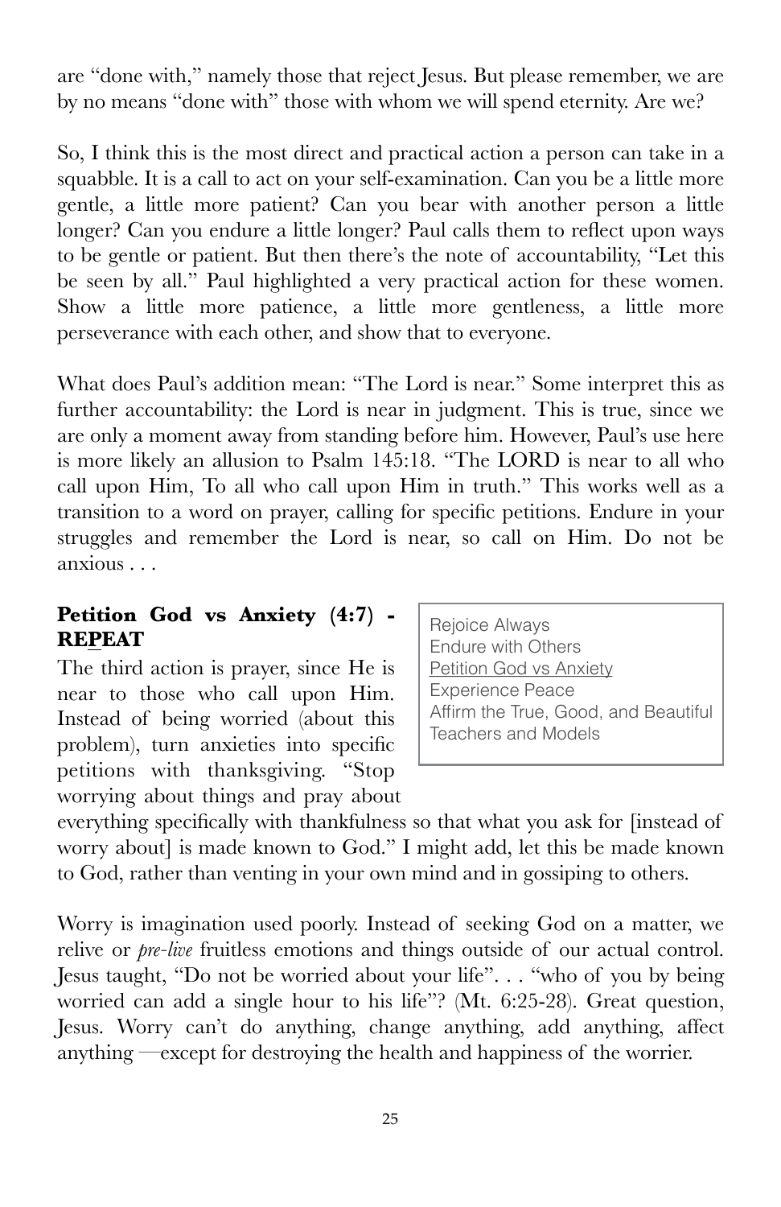are "done with," namely those that reject Jesus. But please remember, we are by no means "done with" those with whom we will spend eternity. Are we?

So, I think this is the most direct and practical action a person can take in a squabble. It is a call to act on your self-examination. Can you be a little more gentle, a little more patient? Can you bear with another person a little longer? Can you endure a little longer? Paul calls them to reflect upon ways to be gentle or patient. But then there's the note of accountability, "Let this be seen by all." Paul highlighted a very practical action for these women. Show a little more patience, a little more gentleness, a little more perseverance with each other, and show that to everyone.

What does Paul's addition mean: "The Lord is near." Some interpret this as further accountability: the Lord is near in judgment. This is true, since we are only a moment away from standing before him. However, Paul's use here is more likely an allusion to Psalm 145:18. "The LORD is near to all who call upon Him, To all who call upon Him in truth." This works well as a transition to a word on prayer, calling for specific petitions. Endure in your struggles and remember the Lord is near, so call on Him. Do not be anxious . . .

> Rejoice Always
> Endure with Others
> <u>Petition God vs Anxiety</u>
> Experience Peace
> Affirm the True, Good, and Beautiful
> Teachers and Models

**Petition God vs Anxiety (4:7) - RE<u>P</u>EAT**

The third action is prayer, since He is near to those who call upon Him. Instead of being worried (about this problem), turn anxieties into specific petitions with thanksgiving. "Stop worrying about things and pray about everything specifically with thankfulness so that what you ask for [instead of worry about] is made known to God." I might add, let this be made known to God, rather than venting in your own mind and in gossiping to others.

Worry is imagination used poorly. Instead of seeking God on a matter, we relive or *pre-live* fruitless emotions and things outside of our actual control. Jesus taught, "Do not be worried about your life". . . "who of you by being worried can add a single hour to his life"? (Mt. 6:25-28). Great question, Jesus. Worry can't do anything, change anything, add anything, affect anything —except for destroying the health and happiness of the worrier.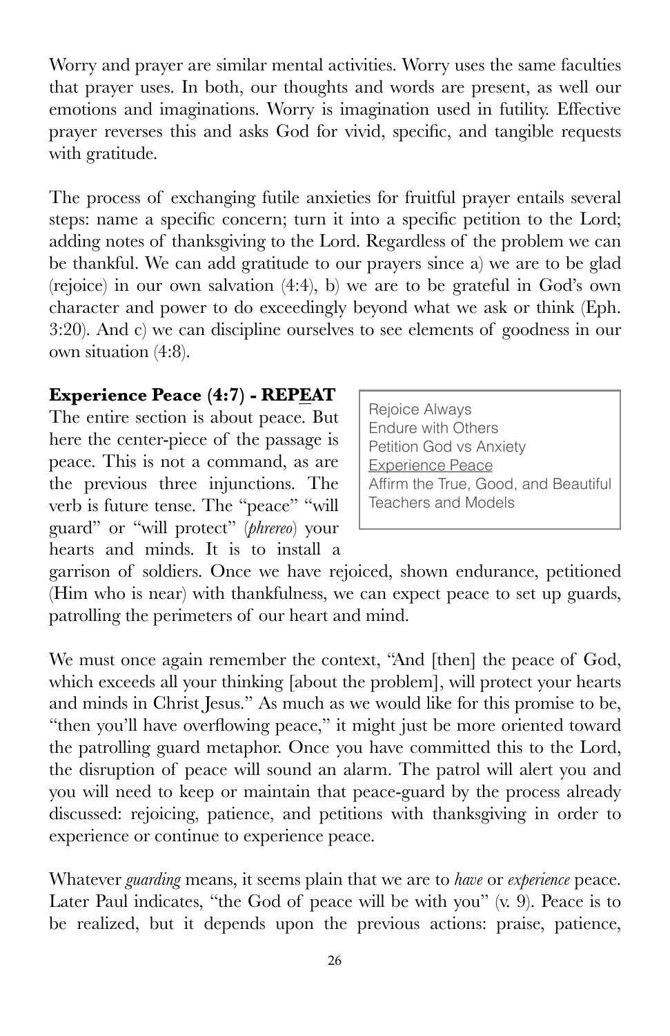Worry and prayer are similar mental activities. Worry uses the same faculties that prayer uses. In both, our thoughts and words are present, as well our emotions and imaginations. Worry is imagination used in futility. Effective prayer reverses this and asks God for vivid, specific, and tangible requests with gratitude.

The process of exchanging futile anxieties for fruitful prayer entails several steps: name a specific concern; turn it into a specific petition to the Lord; adding notes of thanksgiving to the Lord. Regardless of the problem we can be thankful. We can add gratitude to our prayers since a) we are to be glad (rejoice) in our own salvation (4:4), b) we are to be grateful in God's own character and power to do exceedingly beyond what we ask or think (Eph. 3:20). And c) we can discipline ourselves to see elements of goodness in our own situation (4:8).

**Experience Peace (4:7) - REP<u>E</u>AT**

> Rejoice Always
> Endure with Others
> Petition God vs Anxiety
> <u>Experience Peace</u>
> Affirm the True, Good, and Beautiful
> Teachers and Models

The entire section is about peace. But here the center-piece of the passage is peace. This is not a command, as are the previous three injunctions. The verb is future tense. The "peace" "will guard" or "will protect" (*phrereo*) your hearts and minds. It is to install a garrison of soldiers. Once we have rejoiced, shown endurance, petitioned (Him who is near) with thankfulness, we can expect peace to set up guards, patrolling the perimeters of our heart and mind.

We must once again remember the context, "And [then] the peace of God, which exceeds all your thinking [about the problem], will protect your hearts and minds in Christ Jesus." As much as we would like for this promise to be, "then you'll have overflowing peace," it might just be more oriented toward the patrolling guard metaphor. Once you have committed this to the Lord, the disruption of peace will sound an alarm. The patrol will alert you and you will need to keep or maintain that peace-guard by the process already discussed: rejoicing, patience, and petitions with thanksgiving in order to experience or continue to experience peace.

Whatever *guarding* means, it seems plain that we are to *have* or *experience* peace. Later Paul indicates, "the God of peace will be with you" (v. 9). Peace is to be realized, but it depends upon the previous actions: praise, patience,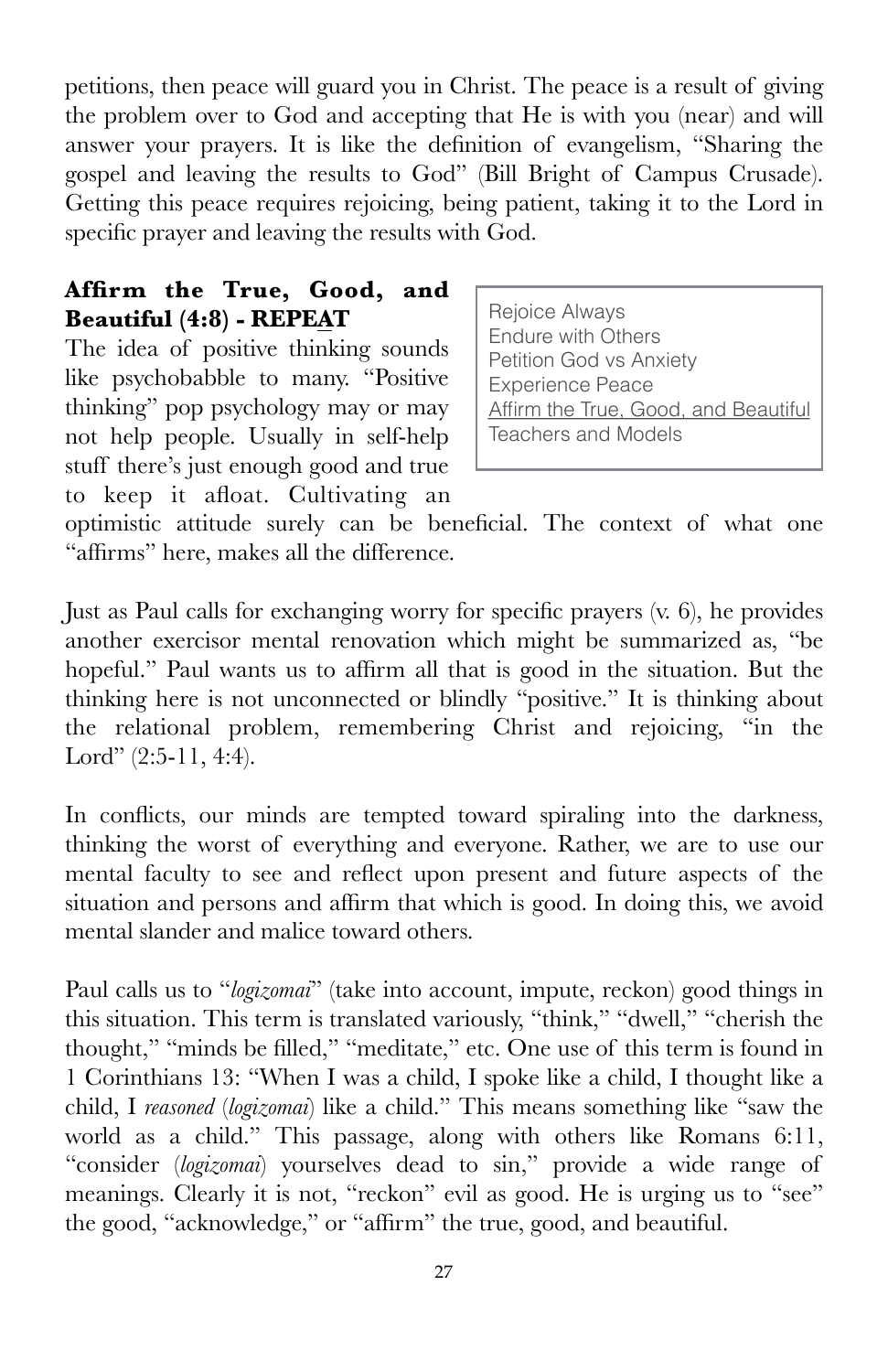petitions, then peace will guard you in Christ. The peace is a result of giving the problem over to God and accepting that He is with you (near) and will answer your prayers. It is like the definition of evangelism, "Sharing the gospel and leaving the results to God" (Bill Bright of Campus Crusade). Getting this peace requires rejoicing, being patient, taking it to the Lord in specific prayer and leaving the results with God.

### Affirm the True, Good, and Beautiful (4:8) - REPEAT

> Rejoice Always
> Endure with Others
> Petition God vs Anxiety
> Experience Peace
> Affirm the True, Good, and Beautiful
> Teachers and Models

The idea of positive thinking sounds like psychobabble to many. "Positive thinking" pop psychology may or may not help people. Usually in self-help stuff there's just enough good and true to keep it afloat. Cultivating an optimistic attitude surely can be beneficial. The context of what one "affirms" here, makes all the difference.

Just as Paul calls for exchanging worry for specific prayers (v. 6), he provides another exercisor mental renovation which might be summarized as, "be hopeful." Paul wants us to affirm all that is good in the situation. But the thinking here is not unconnected or blindly "positive." It is thinking about the relational problem, remembering Christ and rejoicing, "in the Lord" (2:5-11, 4:4).

In conflicts, our minds are tempted toward spiraling into the darkness, thinking the worst of everything and everyone. Rather, we are to use our mental faculty to see and reflect upon present and future aspects of the situation and persons and affirm that which is good. In doing this, we avoid mental slander and malice toward others.

Paul calls us to "*logizomai*" (take into account, impute, reckon) good things in this situation. This term is translated variously, "think," "dwell," "cherish the thought," "minds be filled," "meditate," etc. One use of this term is found in 1 Corinthians 13: "When I was a child, I spoke like a child, I thought like a child, I *reasoned* (*logizomai*) like a child." This means something like "saw the world as a child." This passage, along with others like Romans 6:11, "consider (*logizomai*) yourselves dead to sin," provide a wide range of meanings. Clearly it is not, "reckon" evil as good. He is urging us to "see" the good, "acknowledge," or "affirm" the true, good, and beautiful.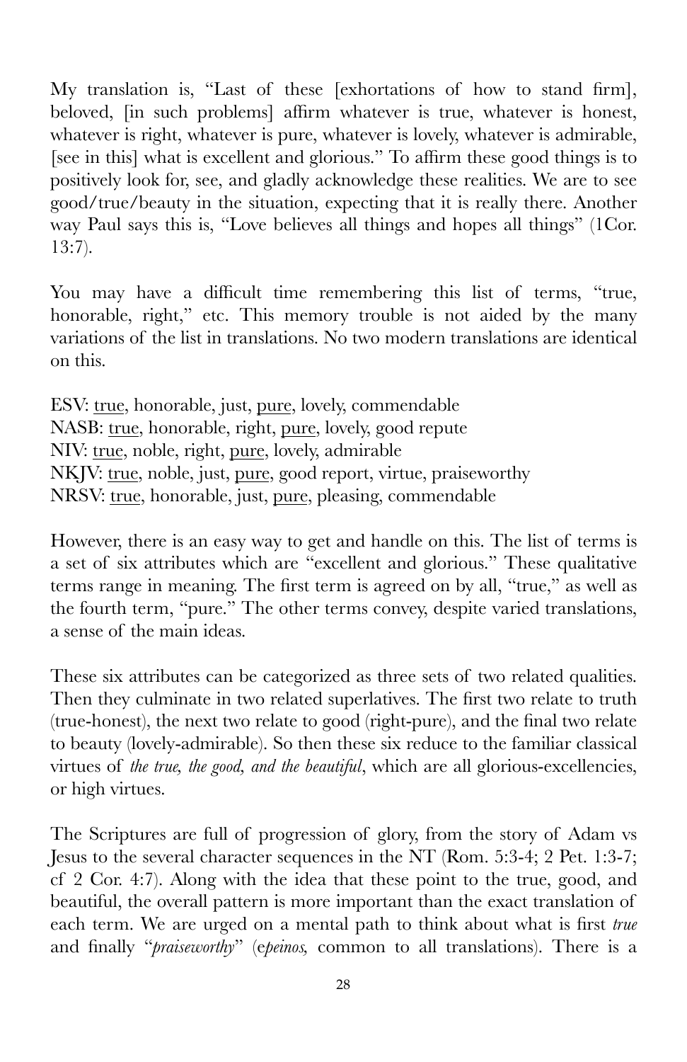My translation is, "Last of these [exhortations of how to stand firm], beloved, [in such problems] affirm whatever is true, whatever is honest, whatever is right, whatever is pure, whatever is lovely, whatever is admirable, [see in this] what is excellent and glorious." To affirm these good things is to positively look for, see, and gladly acknowledge these realities. We are to see good/true/beauty in the situation, expecting that it is really there. Another way Paul says this is, "Love believes all things and hopes all things" (1Cor. 13:7).

You may have a difficult time remembering this list of terms, "true, honorable, right," etc. This memory trouble is not aided by the many variations of the list in translations. No two modern translations are identical on this.

ESV: <u>true</u>, honorable, just, <u>pure</u>, lovely, commendable
NASB: <u>true</u>, honorable, right, <u>pure</u>, lovely, good repute
NIV: <u>true</u>, noble, right, <u>pure</u>, lovely, admirable
NKJV: <u>true</u>, noble, just, <u>pure</u>, good report, virtue, praiseworthy
NRSV: <u>true</u>, honorable, just, <u>pure</u>, pleasing, commendable

However, there is an easy way to get and handle on this. The list of terms is a set of six attributes which are "excellent and glorious." These qualitative terms range in meaning. The first term is agreed on by all, "true," as well as the fourth term, "pure." The other terms convey, despite varied translations, a sense of the main ideas.

These six attributes can be categorized as three sets of two related qualities. Then they culminate in two related superlatives. The first two relate to truth (true-honest), the next two relate to good (right-pure), and the final two relate to beauty (lovely-admirable). So then these six reduce to the familiar classical virtues of *the true, the good, and the beautiful*, which are all glorious-excellencies, or high virtues.

The Scriptures are full of progression of glory, from the story of Adam vs Jesus to the several character sequences in the NT (Rom. 5:3-4; 2 Pet. 1:3-7; cf 2 Cor. 4:7). Along with the idea that these point to the true, good, and beautiful, the overall pattern is more important than the exact translation of each term. We are urged on a mental path to think about what is first *true* and finally "*praiseworthy*" (e*peinos,* common to all translations). There is a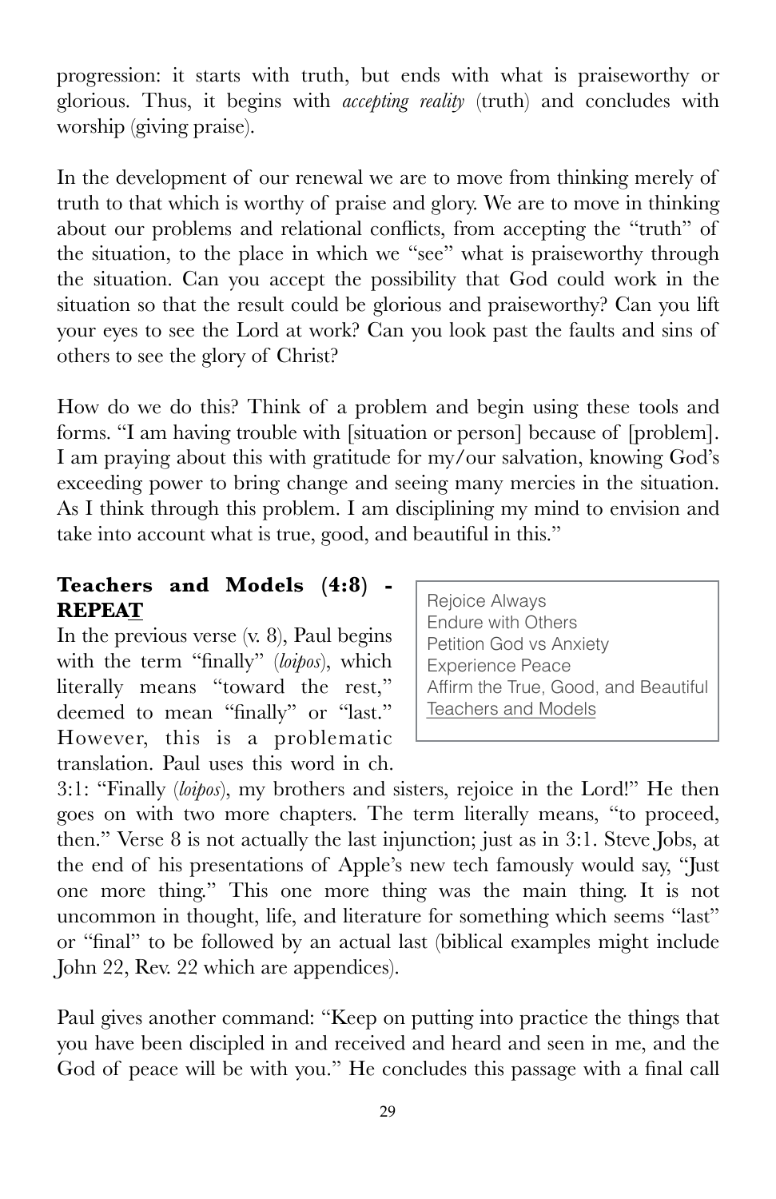progression: it starts with truth, but ends with what is praiseworthy or glorious. Thus, it begins with *accepting reality* (truth) and concludes with worship (giving praise).

In the development of our renewal we are to move from thinking merely of truth to that which is worthy of praise and glory. We are to move in thinking about our problems and relational conflicts, from accepting the "truth" of the situation, to the place in which we "see" what is praiseworthy through the situation. Can you accept the possibility that God could work in the situation so that the result could be glorious and praiseworthy? Can you lift your eyes to see the Lord at work? Can you look past the faults and sins of others to see the glory of Christ?

How do we do this? Think of a problem and begin using these tools and forms. "I am having trouble with [situation or person] because of [problem]. I am praying about this with gratitude for my/our salvation, knowing God's exceeding power to bring change and seeing many mercies in the situation. As I think through this problem. I am disciplining my mind to envision and take into account what is true, good, and beautiful in this."

### Teachers and Models (4:8) - REPEA<u>T</u>

> Rejoice Always
> Endure with Others
> Petition God vs Anxiety
> Experience Peace
> Affirm the True, Good, and Beautiful
> <u>Teachers and Models</u>

In the previous verse (v. 8), Paul begins with the term "finally" (*loipos*), which literally means "toward the rest," deemed to mean "finally" or "last." However, this is a problematic translation. Paul uses this word in ch. 3:1: "Finally (*loipos*), my brothers and sisters, rejoice in the Lord!" He then goes on with two more chapters. The term literally means, "to proceed, then." Verse 8 is not actually the last injunction; just as in 3:1. Steve Jobs, at the end of his presentations of Apple's new tech famously would say, "Just one more thing." This one more thing was the main thing. It is not uncommon in thought, life, and literature for something which seems "last" or "final" to be followed by an actual last (biblical examples might include John 22, Rev. 22 which are appendices).

Paul gives another command: "Keep on putting into practice the things that you have been discipled in and received and heard and seen in me, and the God of peace will be with you." He concludes this passage with a final call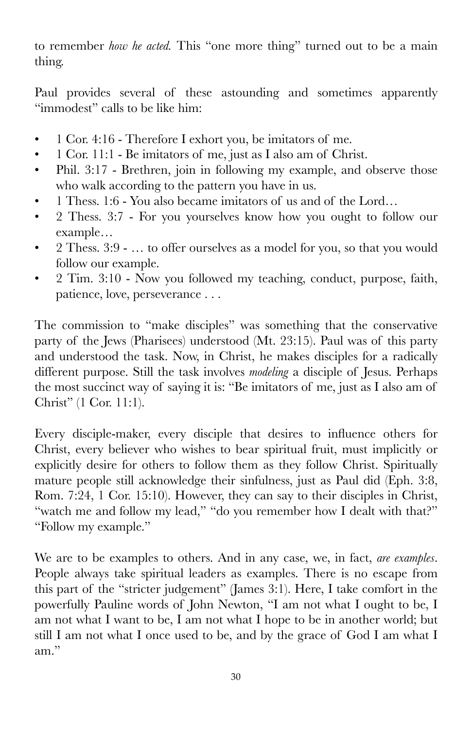to remember *how he acted.* This "one more thing" turned out to be a main thing.

Paul provides several of these astounding and sometimes apparently "immodest" calls to be like him:

- 1 Cor. 4:16 - Therefore I exhort you, be imitators of me.
- 1 Cor. 11:1 - Be imitators of me, just as I also am of Christ.
- Phil. 3:17 - Brethren, join in following my example, and observe those who walk according to the pattern you have in us.
- 1 Thess. 1:6 - You also became imitators of us and of the Lord…
- 2 Thess. 3:7 - For you yourselves know how you ought to follow our example…
- 2 Thess. 3:9 - … to offer ourselves as a model for you, so that you would follow our example.
- 2 Tim. 3:10 - Now you followed my teaching, conduct, purpose, faith, patience, love, perseverance . . .

The commission to "make disciples" was something that the conservative party of the Jews (Pharisees) understood (Mt. 23:15). Paul was of this party and understood the task. Now, in Christ, he makes disciples for a radically different purpose. Still the task involves *modeling* a disciple of Jesus. Perhaps the most succinct way of saying it is: "Be imitators of me, just as I also am of Christ" (1 Cor. 11:1).

Every disciple-maker, every disciple that desires to influence others for Christ, every believer who wishes to bear spiritual fruit, must implicitly or explicitly desire for others to follow them as they follow Christ. Spiritually mature people still acknowledge their sinfulness, just as Paul did (Eph. 3:8, Rom. 7:24, 1 Cor. 15:10). However, they can say to their disciples in Christ, "watch me and follow my lead," "do you remember how I dealt with that?" "Follow my example."

We are to be examples to others. And in any case, we, in fact, *are examples*. People always take spiritual leaders as examples. There is no escape from this part of the "stricter judgement" (James 3:1). Here, I take comfort in the powerfully Pauline words of John Newton, "I am not what I ought to be, I am not what I want to be, I am not what I hope to be in another world; but still I am not what I once used to be, and by the grace of God I am what I am."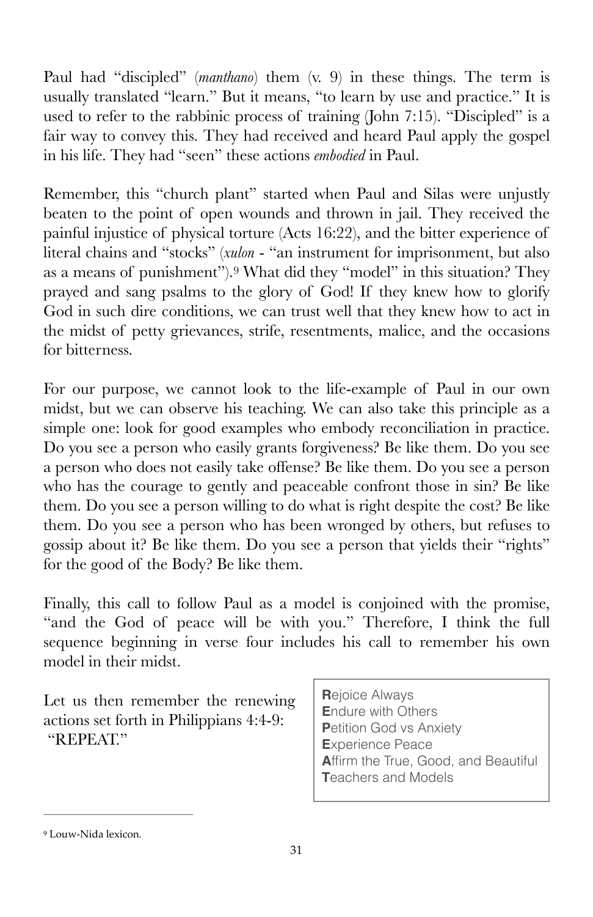Paul had "discipled" (*manthano*) them (v. 9) in these things. The term is usually translated "learn." But it means, "to learn by use and practice." It is used to refer to the rabbinic process of training (John 7:15). "Discipled" is a fair way to convey this. They had received and heard Paul apply the gospel in his life. They had "seen" these actions *embodied* in Paul.

Remember, this "church plant" started when Paul and Silas were unjustly beaten to the point of open wounds and thrown in jail. They received the painful injustice of physical torture (Acts 16:22), and the bitter experience of literal chains and "stocks" (*xulon* - "an instrument for imprisonment, but also as a means of punishment").[9] What did they "model" in this situation? They prayed and sang psalms to the glory of God! If they knew how to glorify God in such dire conditions, we can trust well that they knew how to act in the midst of petty grievances, strife, resentments, malice, and the occasions for bitterness.

For our purpose, we cannot look to the life-example of Paul in our own midst, but we can observe his teaching. We can also take this principle as a simple one: look for good examples who embody reconciliation in practice. Do you see a person who easily grants forgiveness? Be like them. Do you see a person who does not easily take offense? Be like them. Do you see a person who has the courage to gently and peaceable confront those in sin? Be like them. Do you see a person willing to do what is right despite the cost? Be like them. Do you see a person who has been wronged by others, but refuses to gossip about it? Be like them. Do you see a person that yields their "rights" for the good of the Body? Be like them.

Finally, this call to follow Paul as a model is conjoined with the promise, "and the God of peace will be with you." Therefore, I think the full sequence beginning in verse four includes his call to remember his own model in their midst.

Let us then remember the renewing actions set forth in Philippians 4:4-9: "REPEAT."

**R**ejoice Always
**E**ndure with Others
**P**etition God vs Anxiety
**E**xperience Peace
**A**ffirm the True, Good, and Beautiful
**T**eachers and Models

---

[9] Louw-Nida lexicon.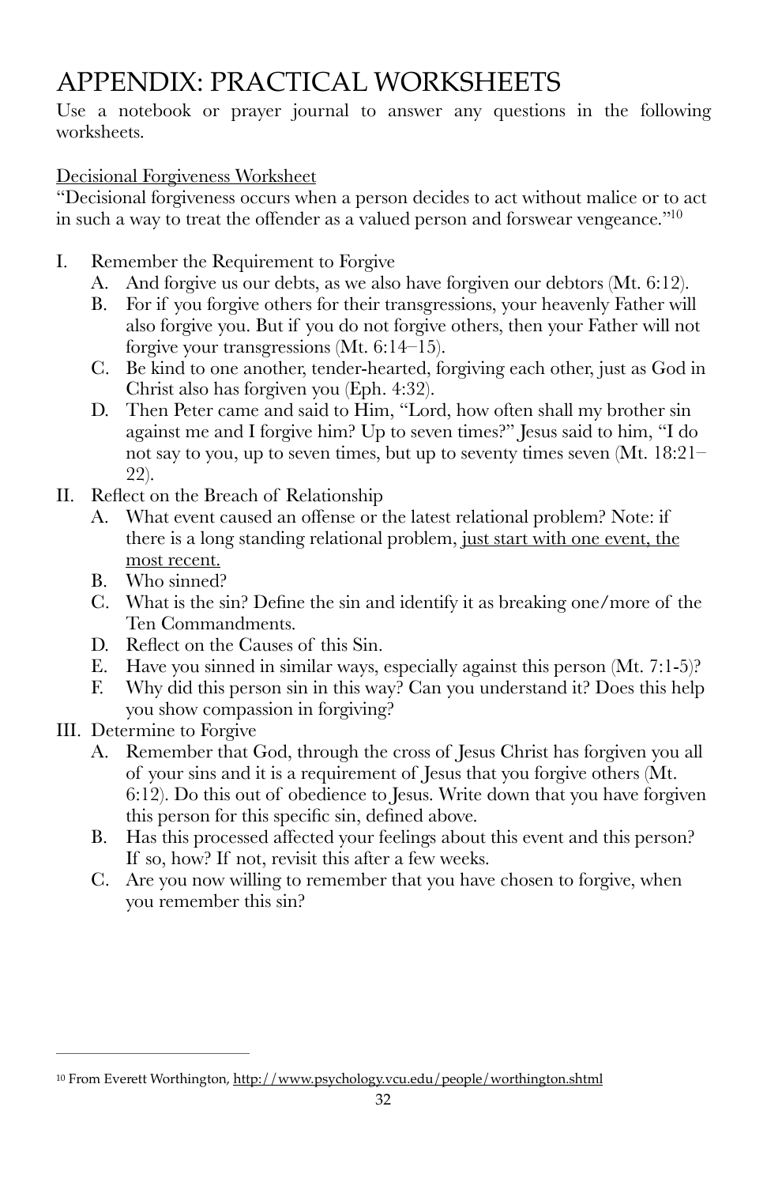# APPENDIX: PRACTICAL WORKSHEETS

Use a notebook or prayer journal to answer any questions in the following worksheets.

<u>Decisional Forgiveness Worksheet</u>

"Decisional forgiveness occurs when a person decides to act without malice or to act in such a way to treat the offender as a valued person and forswear vengeance."[10]

I. Remember the Requirement to Forgive
   A. And forgive us our debts, as we also have forgiven our debtors (Mt. 6:12).
   B. For if you forgive others for their transgressions, your heavenly Father will also forgive you. But if you do not forgive others, then your Father will not forgive your transgressions (Mt. 6:14–15).
   C. Be kind to one another, tender-hearted, forgiving each other, just as God in Christ also has forgiven you (Eph. 4:32).
   D. Then Peter came and said to Him, "Lord, how often shall my brother sin against me and I forgive him? Up to seven times?" Jesus said to him, "I do not say to you, up to seven times, but up to seventy times seven (Mt. 18:21–22).

II. Reflect on the Breach of Relationship
   A. What event caused an offense or the latest relational problem? Note: if there is a long standing relational problem, <u>just start with one event, the most recent.</u>
   B. Who sinned?
   C. What is the sin? Define the sin and identify it as breaking one/more of the Ten Commandments.
   D. Reflect on the Causes of this Sin.
   E. Have you sinned in similar ways, especially against this person (Mt. 7:1-5)?
   F. Why did this person sin in this way? Can you understand it? Does this help you show compassion in forgiving?

III. Determine to Forgive
   A. Remember that God, through the cross of Jesus Christ has forgiven you all of your sins and it is a requirement of Jesus that you forgive others (Mt. 6:12). Do this out of obedience to Jesus. Write down that you have forgiven this person for this specific sin, defined above.
   B. Has this processed affected your feelings about this event and this person? If so, how? If not, revisit this after a few weeks.
   C. Are you now willing to remember that you have chosen to forgive, when you remember this sin?

---

[10] From Everett Worthington, http://www.psychology.vcu.edu/people/worthington.shtml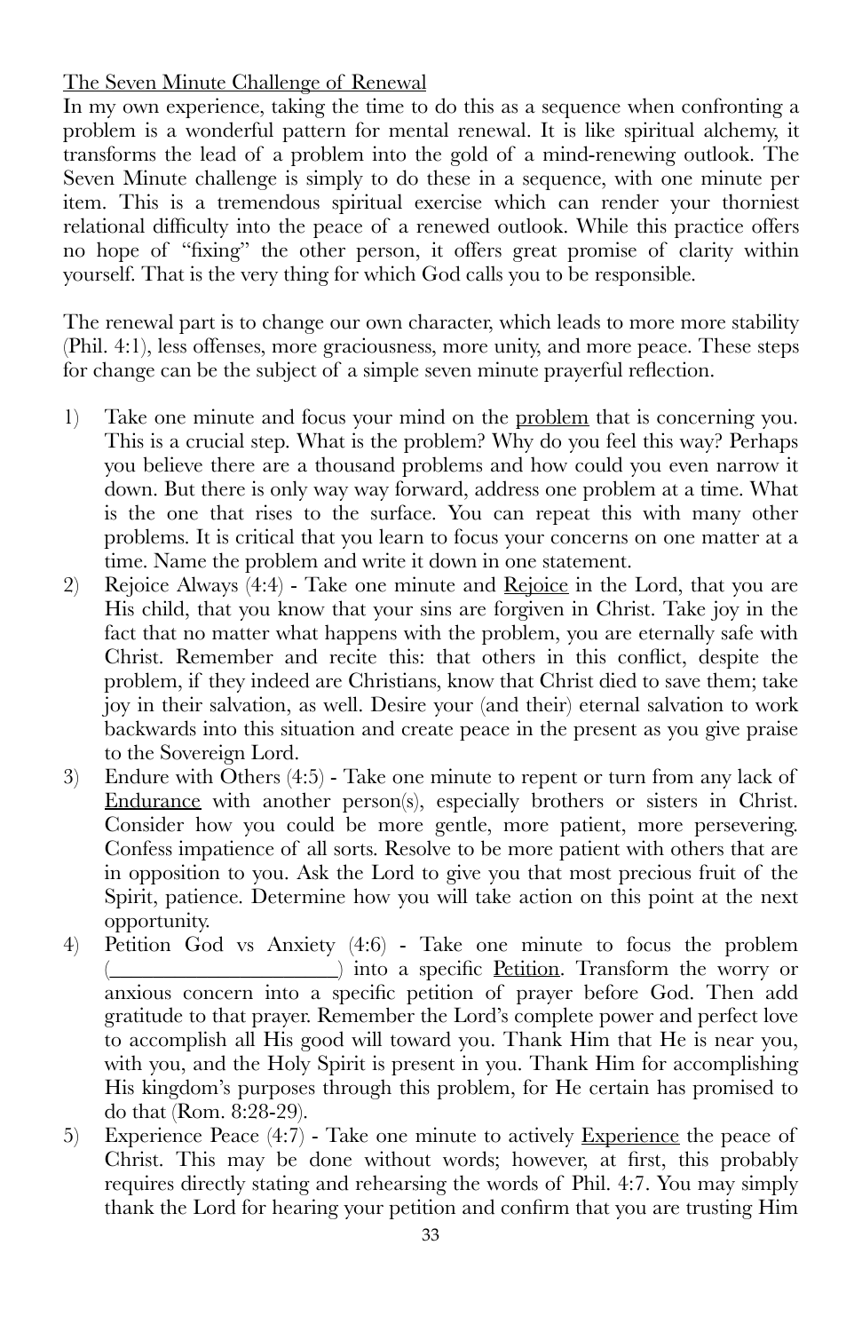<u>The Seven Minute Challenge of Renewal</u>

In my own experience, taking the time to do this as a sequence when confronting a problem is a wonderful pattern for mental renewal. It is like spiritual alchemy, it transforms the lead of a problem into the gold of a mind-renewing outlook. The Seven Minute challenge is simply to do these in a sequence, with one minute per item. This is a tremendous spiritual exercise which can render your thorniest relational difficulty into the peace of a renewed outlook. While this practice offers no hope of "fixing" the other person, it offers great promise of clarity within yourself. That is the very thing for which God calls you to be responsible.

The renewal part is to change our own character, which leads to more more stability (Phil. 4:1), less offenses, more graciousness, more unity, and more peace. These steps for change can be the subject of a simple seven minute prayerful reflection.

1) Take one minute and focus your mind on the <u>problem</u> that is concerning you. This is a crucial step. What is the problem? Why do you feel this way? Perhaps you believe there are a thousand problems and how could you even narrow it down. But there is only way way forward, address one problem at a time. What is the one that rises to the surface. You can repeat this with many other problems. It is critical that you learn to focus your concerns on one matter at a time. Name the problem and write it down in one statement.
2) Rejoice Always (4:4) - Take one minute and <u>Rejoice</u> in the Lord, that you are His child, that you know that your sins are forgiven in Christ. Take joy in the fact that no matter what happens with the problem, you are eternally safe with Christ. Remember and recite this: that others in this conflict, despite the problem, if they indeed are Christians, know that Christ died to save them; take joy in their salvation, as well. Desire your (and their) eternal salvation to work backwards into this situation and create peace in the present as you give praise to the Sovereign Lord.
3) Endure with Others (4:5) - Take one minute to repent or turn from any lack of <u>Endurance</u> with another person(s), especially brothers or sisters in Christ. Consider how you could be more gentle, more patient, more persevering. Confess impatience of all sorts. Resolve to be more patient with others that are in opposition to you. Ask the Lord to give you that most precious fruit of the Spirit, patience. Determine how you will take action on this point at the next opportunity.
4) Petition God vs Anxiety (4:6) - Take one minute to focus the problem (____________________) into a specific <u>Petition</u>. Transform the worry or anxious concern into a specific petition of prayer before God. Then add gratitude to that prayer. Remember the Lord's complete power and perfect love to accomplish all His good will toward you. Thank Him that He is near you, with you, and the Holy Spirit is present in you. Thank Him for accomplishing His kingdom's purposes through this problem, for He certain has promised to do that (Rom. 8:28-29).
5) Experience Peace (4:7) - Take one minute to actively <u>Experience</u> the peace of Christ. This may be done without words; however, at first, this probably requires directly stating and rehearsing the words of Phil. 4:7. You may simply thank the Lord for hearing your petition and confirm that you are trusting Him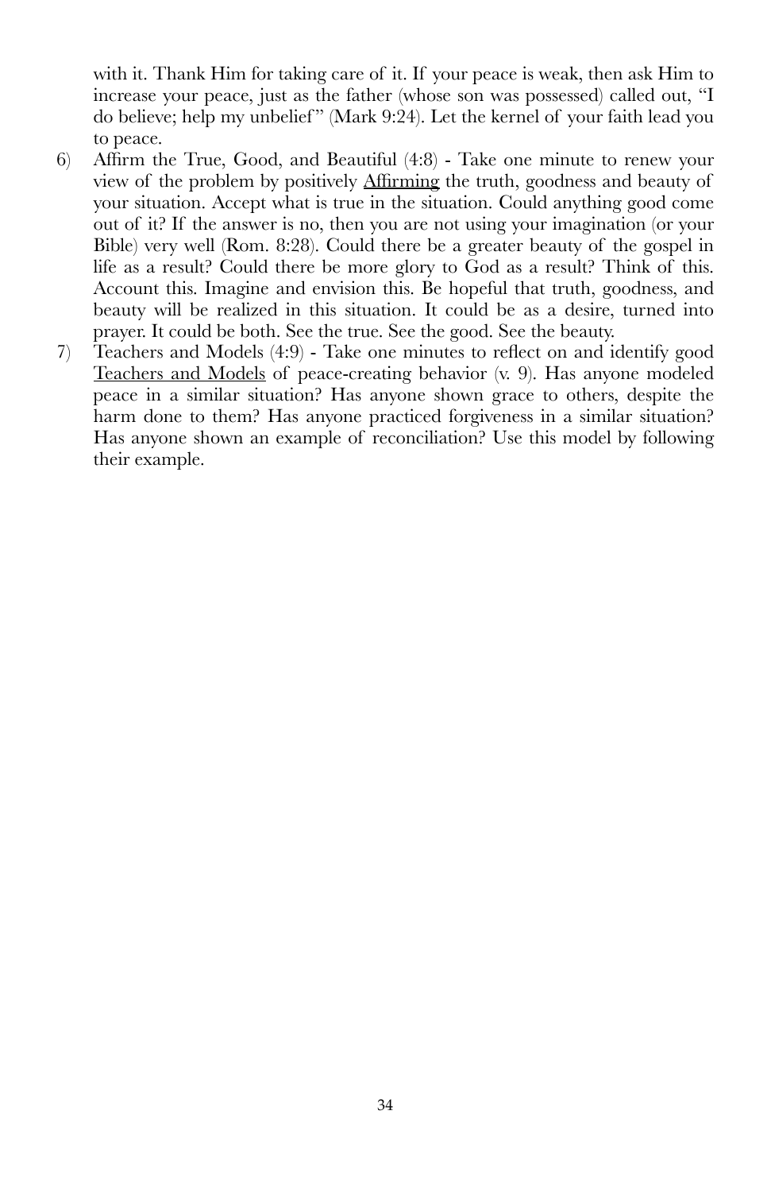with it. Thank Him for taking care of it. If your peace is weak, then ask Him to increase your peace, just as the father (whose son was possessed) called out, "I do believe; help my unbelief" (Mark 9:24). Let the kernel of your faith lead you to peace.

6) Affirm the True, Good, and Beautiful (4:8) - Take one minute to renew your view of the problem by positively <u>Affirming</u> the truth, goodness and beauty of your situation. Accept what is true in the situation. Could anything good come out of it? If the answer is no, then you are not using your imagination (or your Bible) very well (Rom. 8:28). Could there be a greater beauty of the gospel in life as a result? Could there be more glory to God as a result? Think of this. Account this. Imagine and envision this. Be hopeful that truth, goodness, and beauty will be realized in this situation. It could be as a desire, turned into prayer. It could be both. See the true. See the good. See the beauty.
7) Teachers and Models (4:9) - Take one minutes to reflect on and identify good <u>Teachers and Models</u> of peace-creating behavior (v. 9). Has anyone modeled peace in a similar situation? Has anyone shown grace to others, despite the harm done to them? Has anyone practiced forgiveness in a similar situation? Has anyone shown an example of reconciliation? Use this model by following their example.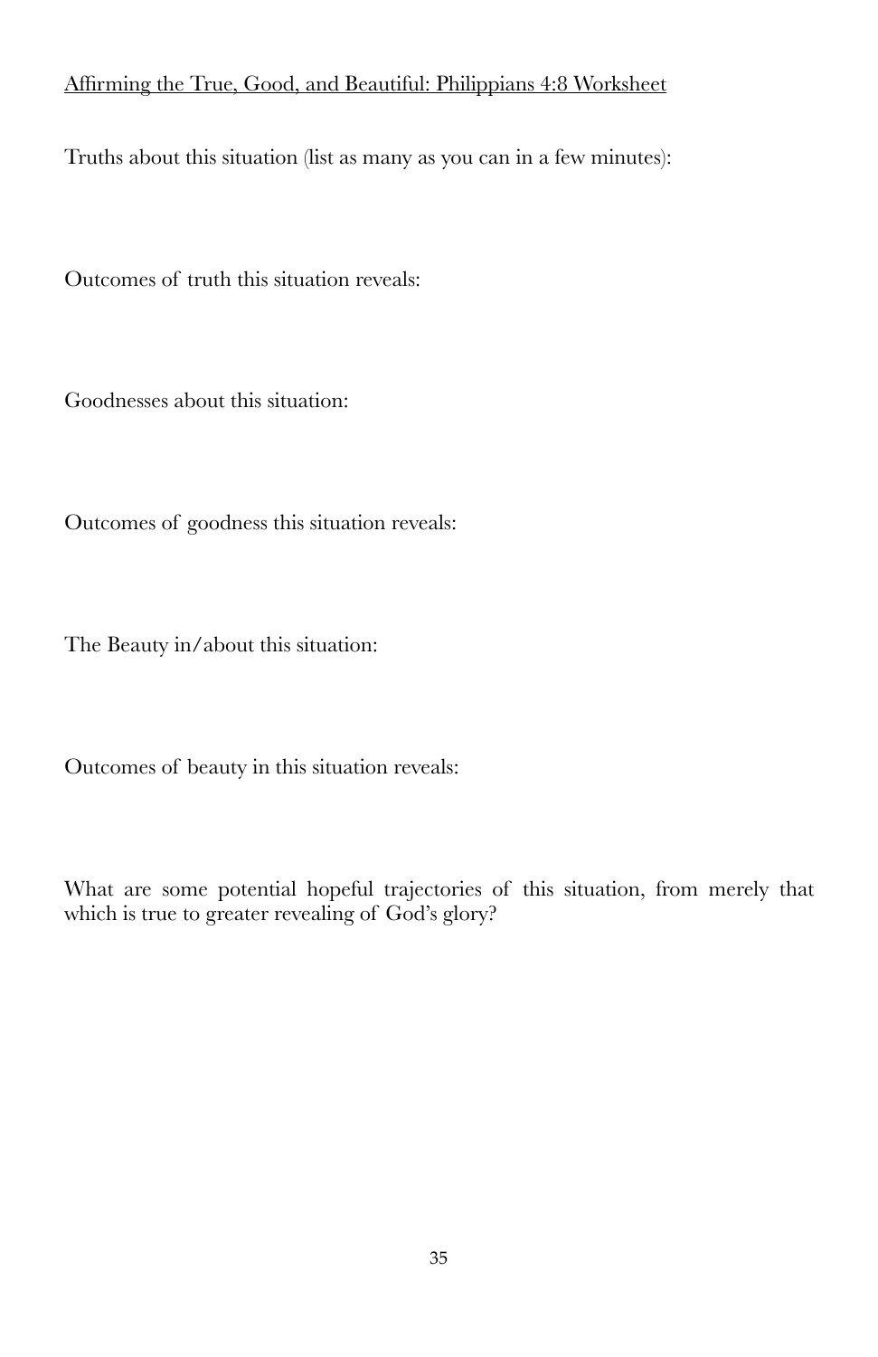## Affirming the True, Good, and Beautiful: Philippians 4:8 Worksheet

Truths about this situation (list as many as you can in a few minutes):

Outcomes of truth this situation reveals:

Goodnesses about this situation:

Outcomes of goodness this situation reveals:

The Beauty in/about this situation:

Outcomes of beauty in this situation reveals:

What are some potential hopeful trajectories of this situation, from merely that which is true to greater revealing of God's glory?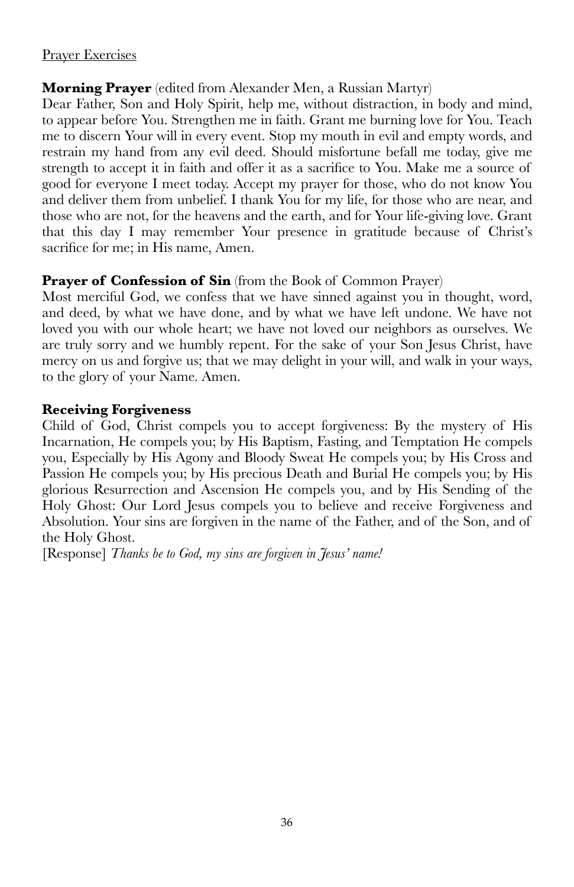<u>Prayer Exercises</u>

**Morning Prayer** (edited from Alexander Men, a Russian Martyr)
Dear Father, Son and Holy Spirit, help me, without distraction, in body and mind, to appear before You. Strengthen me in faith. Grant me burning love for You. Teach me to discern Your will in every event. Stop my mouth in evil and empty words, and restrain my hand from any evil deed. Should misfortune befall me today, give me strength to accept it in faith and offer it as a sacrifice to You. Make me a source of good for everyone I meet today. Accept my prayer for those, who do not know You and deliver them from unbelief. I thank You for my life, for those who are near, and those who are not, for the heavens and the earth, and for Your life-giving love. Grant that this day I may remember Your presence in gratitude because of Christ's sacrifice for me; in His name, Amen.

**Prayer of Confession of Sin** (from the Book of Common Prayer)
Most merciful God, we confess that we have sinned against you in thought, word, and deed, by what we have done, and by what we have left undone. We have not loved you with our whole heart; we have not loved our neighbors as ourselves. We are truly sorry and we humbly repent. For the sake of your Son Jesus Christ, have mercy on us and forgive us; that we may delight in your will, and walk in your ways, to the glory of your Name. Amen.

**Receiving Forgiveness**
Child of God, Christ compels you to accept forgiveness: By the mystery of His Incarnation, He compels you; by His Baptism, Fasting, and Temptation He compels you, Especially by His Agony and Bloody Sweat He compels you; by His Cross and Passion He compels you; by His precious Death and Burial He compels you; by His glorious Resurrection and Ascension He compels you, and by His Sending of the Holy Ghost: Our Lord Jesus compels you to believe and receive Forgiveness and Absolution. Your sins are forgiven in the name of the Father, and of the Son, and of the Holy Ghost.
[Response] *Thanks be to God, my sins are forgiven in Jesus' name!*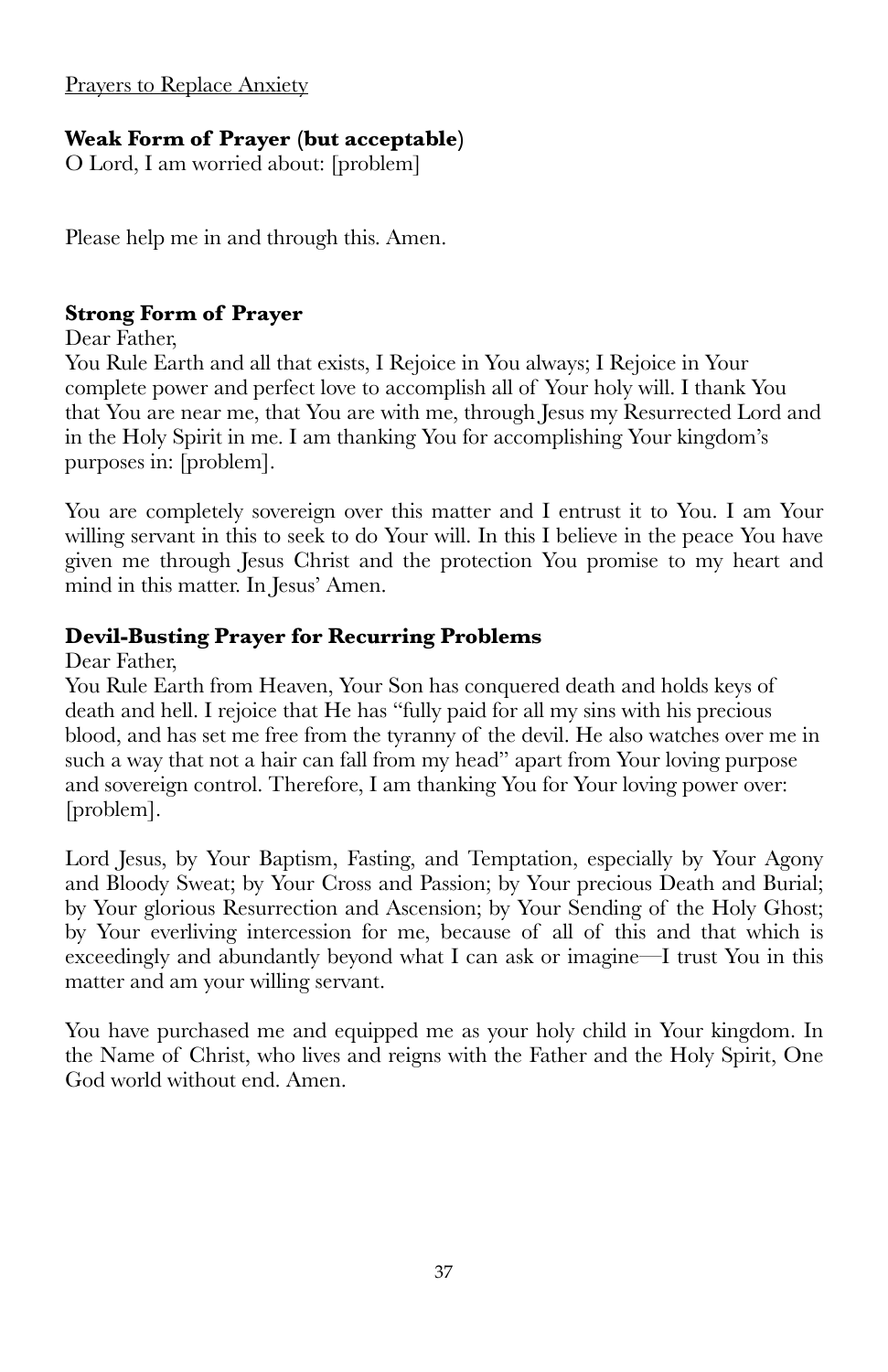Prayers to Replace Anxiety

**Weak Form of Prayer (but acceptable)**

O Lord, I am worried about: [problem]

Please help me in and through this. Amen.

**Strong Form of Prayer**

Dear Father,

You Rule Earth and all that exists, I Rejoice in You always; I Rejoice in Your complete power and perfect love to accomplish all of Your holy will. I thank You that You are near me, that You are with me, through Jesus my Resurrected Lord and in the Holy Spirit in me. I am thanking You for accomplishing Your kingdom's purposes in: [problem].

You are completely sovereign over this matter and I entrust it to You. I am Your willing servant in this to seek to do Your will. In this I believe in the peace You have given me through Jesus Christ and the protection You promise to my heart and mind in this matter. In Jesus' Amen.

**Devil-Busting Prayer for Recurring Problems**

Dear Father,

You Rule Earth from Heaven, Your Son has conquered death and holds keys of death and hell. I rejoice that He has "fully paid for all my sins with his precious blood, and has set me free from the tyranny of the devil. He also watches over me in such a way that not a hair can fall from my head" apart from Your loving purpose and sovereign control. Therefore, I am thanking You for Your loving power over: [problem].

Lord Jesus, by Your Baptism, Fasting, and Temptation, especially by Your Agony and Bloody Sweat; by Your Cross and Passion; by Your precious Death and Burial; by Your glorious Resurrection and Ascension; by Your Sending of the Holy Ghost; by Your everliving intercession for me, because of all of this and that which is exceedingly and abundantly beyond what I can ask or imagine—I trust You in this matter and am your willing servant.

You have purchased me and equipped me as your holy child in Your kingdom. In the Name of Christ, who lives and reigns with the Father and the Holy Spirit, One God world without end. Amen.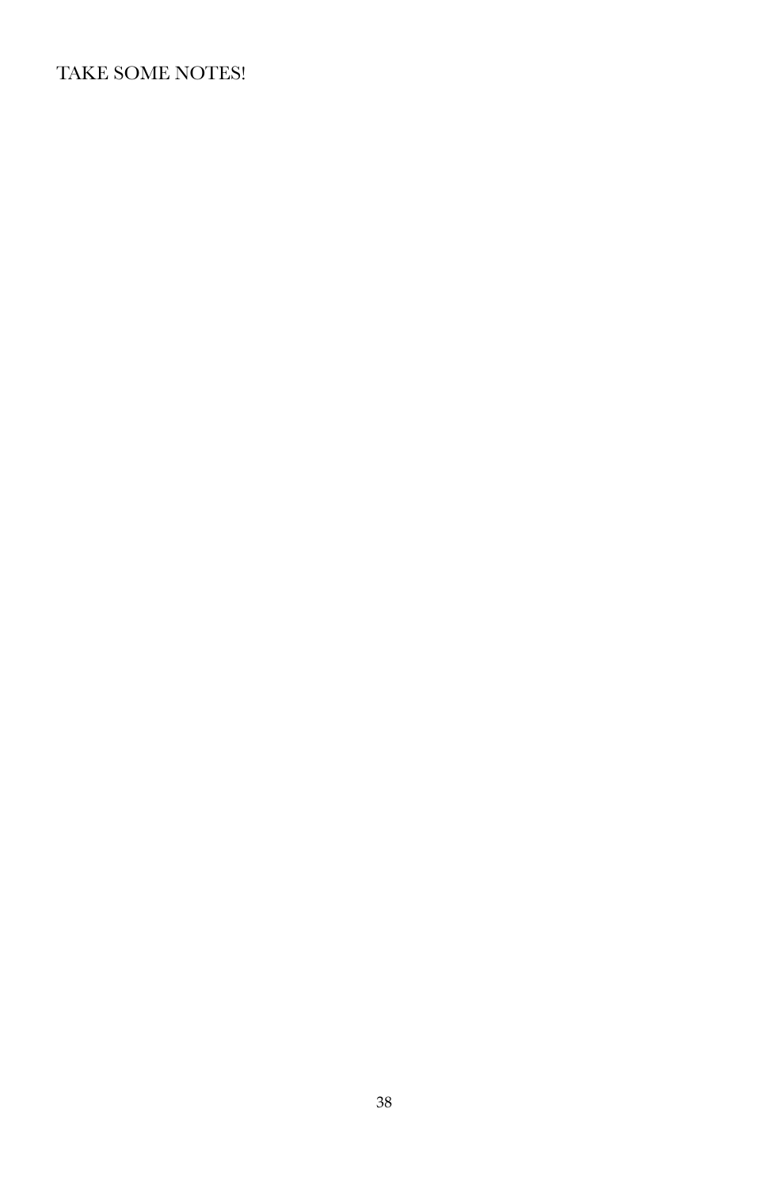TAKE SOME NOTES!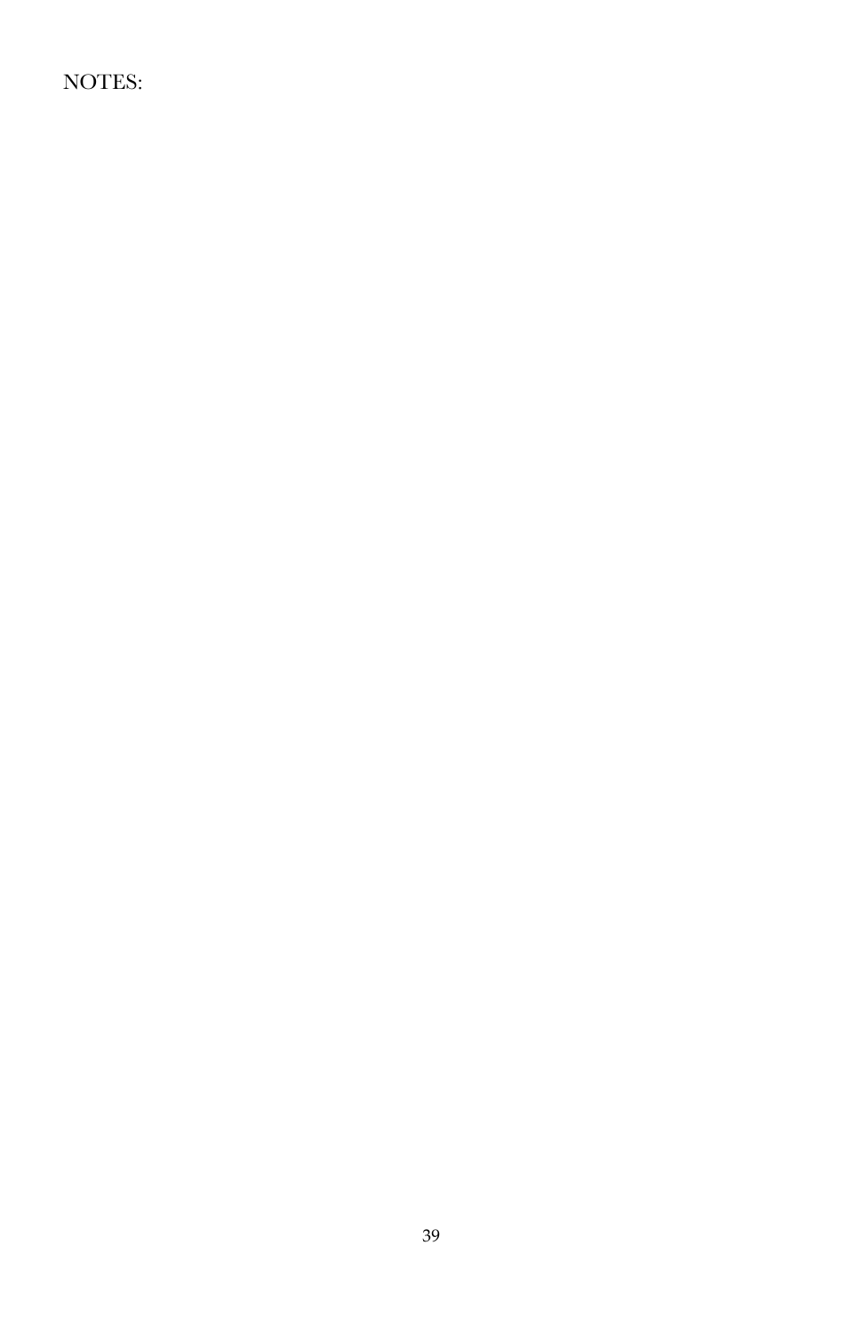NOTES: